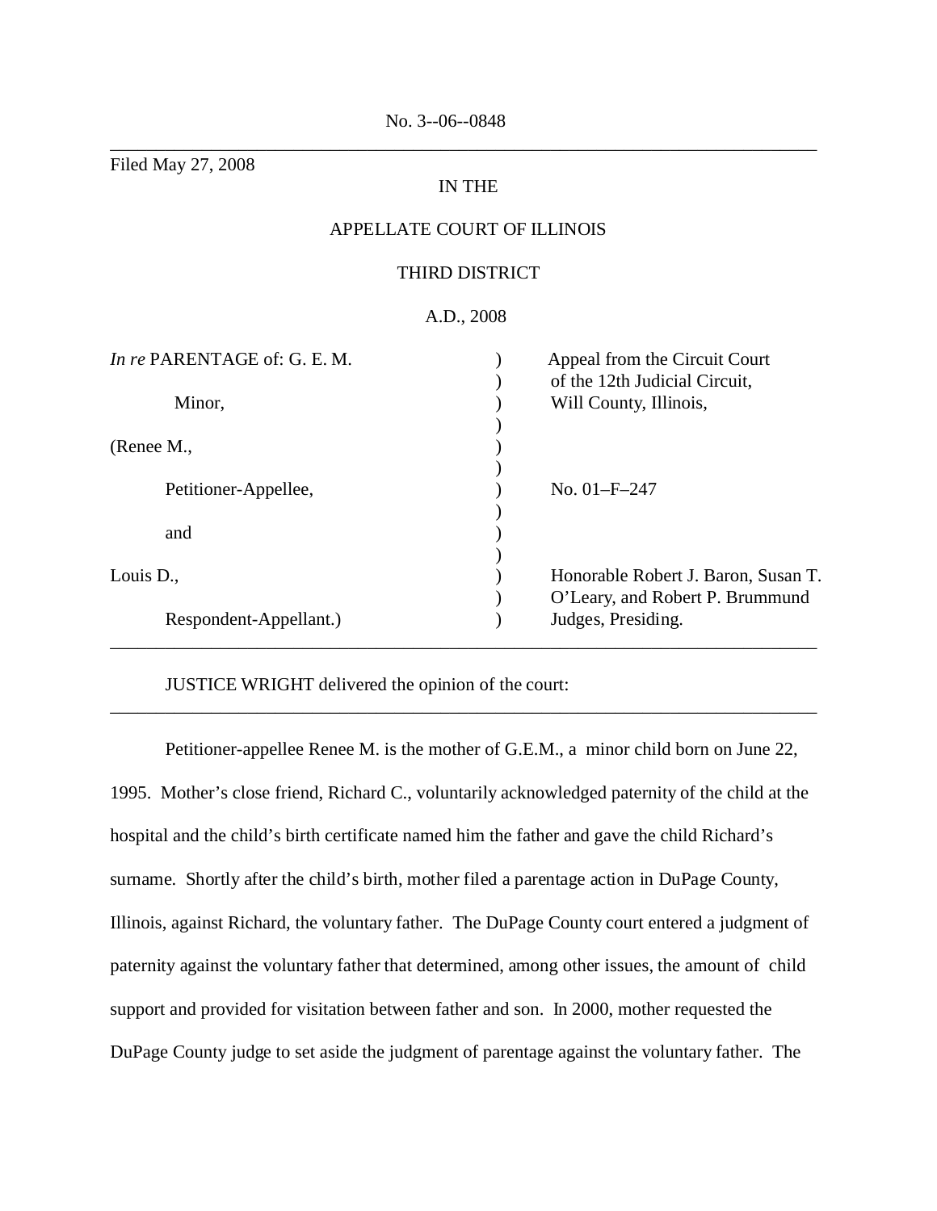No. 3--06--0848

---

Filed May 27, 2008

IN THE

APPELLATE COURT OF ILLINOIS

THIRD DISTRICT

A.D., 2008

| | | |
|---|---|---|
| *In re* PARENTAGE of: G. E. M. | ) | Appeal from the Circuit Court |
| | ) | of the 12th Judicial Circuit, |
| Minor, | ) | Will County, Illinois, |
| | ) | |
| (Renee M., | ) | |
| | ) | |
| Petitioner-Appellee, | ) | No. 01–F–247 |
| | ) | |
| and | ) | |
| | ) | |
| Louis D., | ) | Honorable Robert J. Baron, Susan T. |
| | ) | O'Leary, and Robert P. Brummund |
| Respondent-Appellant.) | ) | Judges, Presiding. |

---

JUSTICE WRIGHT delivered the opinion of the court:

---

Petitioner-appellee Renee M. is the mother of G.E.M., a minor child born on June 22, 1995. Mother's close friend, Richard C., voluntarily acknowledged paternity of the child at the hospital and the child's birth certificate named him the father and gave the child Richard's surname. Shortly after the child's birth, mother filed a parentage action in DuPage County, Illinois, against Richard, the voluntary father. The DuPage County court entered a judgment of paternity against the voluntary father that determined, among other issues, the amount of child support and provided for visitation between father and son. In 2000, mother requested the DuPage County judge to set aside the judgment of parentage against the voluntary father. The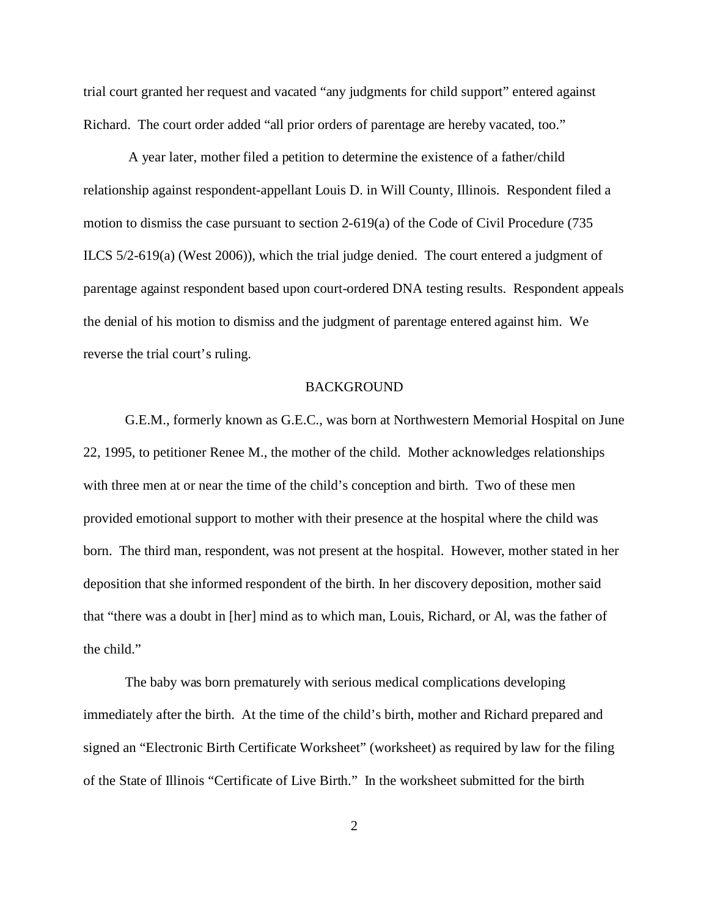trial court granted her request and vacated "any judgments for child support" entered against Richard. The court order added "all prior orders of parentage are hereby vacated, too."

A year later, mother filed a petition to determine the existence of a father/child relationship against respondent-appellant Louis D. in Will County, Illinois. Respondent filed a motion to dismiss the case pursuant to section 2-619(a) of the Code of Civil Procedure (735 ILCS 5/2-619(a) (West 2006)), which the trial judge denied. The court entered a judgment of parentage against respondent based upon court-ordered DNA testing results. Respondent appeals the denial of his motion to dismiss and the judgment of parentage entered against him. We reverse the trial court's ruling.

## BACKGROUND

G.E.M., formerly known as G.E.C., was born at Northwestern Memorial Hospital on June 22, 1995, to petitioner Renee M., the mother of the child. Mother acknowledges relationships with three men at or near the time of the child's conception and birth. Two of these men provided emotional support to mother with their presence at the hospital where the child was born. The third man, respondent, was not present at the hospital. However, mother stated in her deposition that she informed respondent of the birth. In her discovery deposition, mother said that "there was a doubt in [her] mind as to which man, Louis, Richard, or Al, was the father of the child."

The baby was born prematurely with serious medical complications developing immediately after the birth. At the time of the child's birth, mother and Richard prepared and signed an "Electronic Birth Certificate Worksheet" (worksheet) as required by law for the filing of the State of Illinois "Certificate of Live Birth." In the worksheet submitted for the birth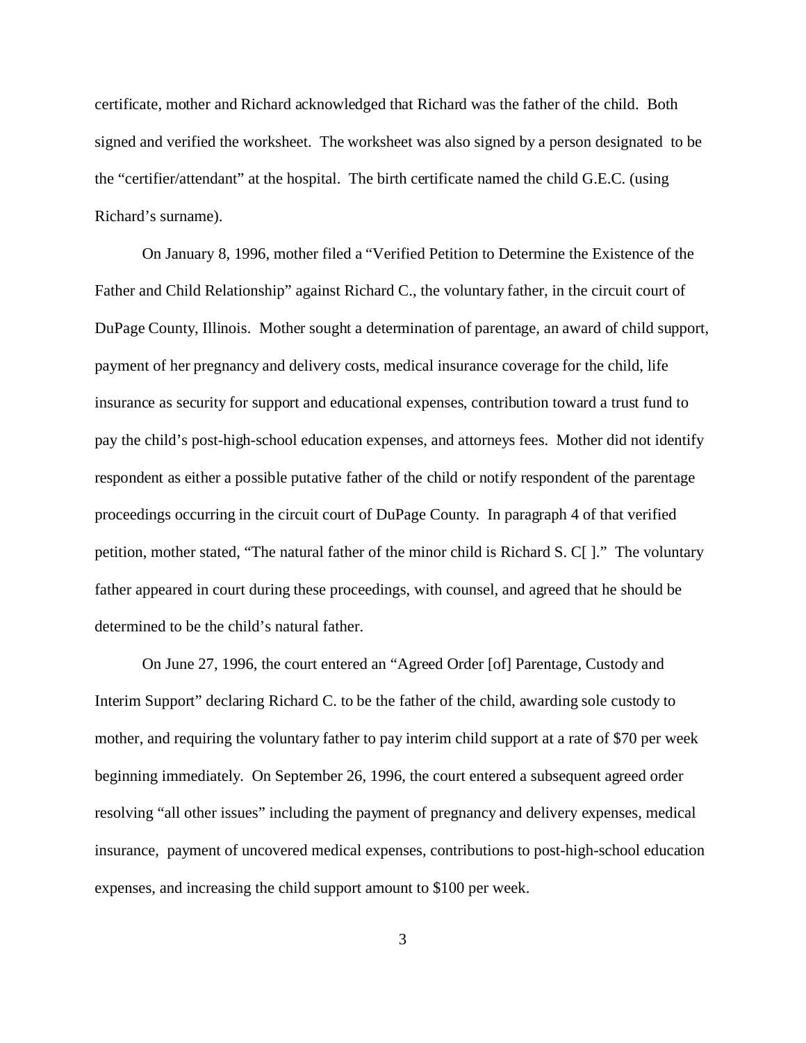certificate, mother and Richard acknowledged that Richard was the father of the child. Both signed and verified the worksheet. The worksheet was also signed by a person designated to be the "certifier/attendant" at the hospital. The birth certificate named the child G.E.C. (using Richard's surname).

On January 8, 1996, mother filed a "Verified Petition to Determine the Existence of the Father and Child Relationship" against Richard C., the voluntary father, in the circuit court of DuPage County, Illinois. Mother sought a determination of parentage, an award of child support, payment of her pregnancy and delivery costs, medical insurance coverage for the child, life insurance as security for support and educational expenses, contribution toward a trust fund to pay the child's post-high-school education expenses, and attorneys fees. Mother did not identify respondent as either a possible putative father of the child or notify respondent of the parentage proceedings occurring in the circuit court of DuPage County. In paragraph 4 of that verified petition, mother stated, "The natural father of the minor child is Richard S. C[ ]." The voluntary father appeared in court during these proceedings, with counsel, and agreed that he should be determined to be the child's natural father.

On June 27, 1996, the court entered an "Agreed Order [of] Parentage, Custody and Interim Support" declaring Richard C. to be the father of the child, awarding sole custody to mother, and requiring the voluntary father to pay interim child support at a rate of $70 per week beginning immediately. On September 26, 1996, the court entered a subsequent agreed order resolving "all other issues" including the payment of pregnancy and delivery expenses, medical insurance, payment of uncovered medical expenses, contributions to post-high-school education expenses, and increasing the child support amount to $100 per week.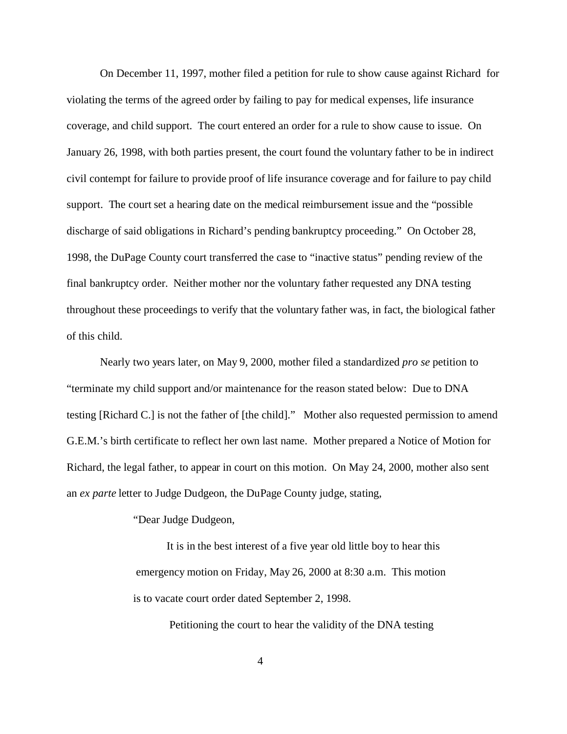On December 11, 1997, mother filed a petition for rule to show cause against Richard for violating the terms of the agreed order by failing to pay for medical expenses, life insurance coverage, and child support. The court entered an order for a rule to show cause to issue. On January 26, 1998, with both parties present, the court found the voluntary father to be in indirect civil contempt for failure to provide proof of life insurance coverage and for failure to pay child support. The court set a hearing date on the medical reimbursement issue and the "possible discharge of said obligations in Richard's pending bankruptcy proceeding." On October 28, 1998, the DuPage County court transferred the case to "inactive status" pending review of the final bankruptcy order. Neither mother nor the voluntary father requested any DNA testing throughout these proceedings to verify that the voluntary father was, in fact, the biological father of this child.

Nearly two years later, on May 9, 2000, mother filed a standardized *pro se* petition to "terminate my child support and/or maintenance for the reason stated below: Due to DNA testing [Richard C.] is not the father of [the child]." Mother also requested permission to amend G.E.M.'s birth certificate to reflect her own last name. Mother prepared a Notice of Motion for Richard, the legal father, to appear in court on this motion. On May 24, 2000, mother also sent an *ex parte* letter to Judge Dudgeon, the DuPage County judge, stating,

> "Dear Judge Dudgeon,
>
> It is in the best interest of a five year old little boy to hear this emergency motion on Friday, May 26, 2000 at 8:30 a.m. This motion is to vacate court order dated September 2, 1998.
>
> Petitioning the court to hear the validity of the DNA testing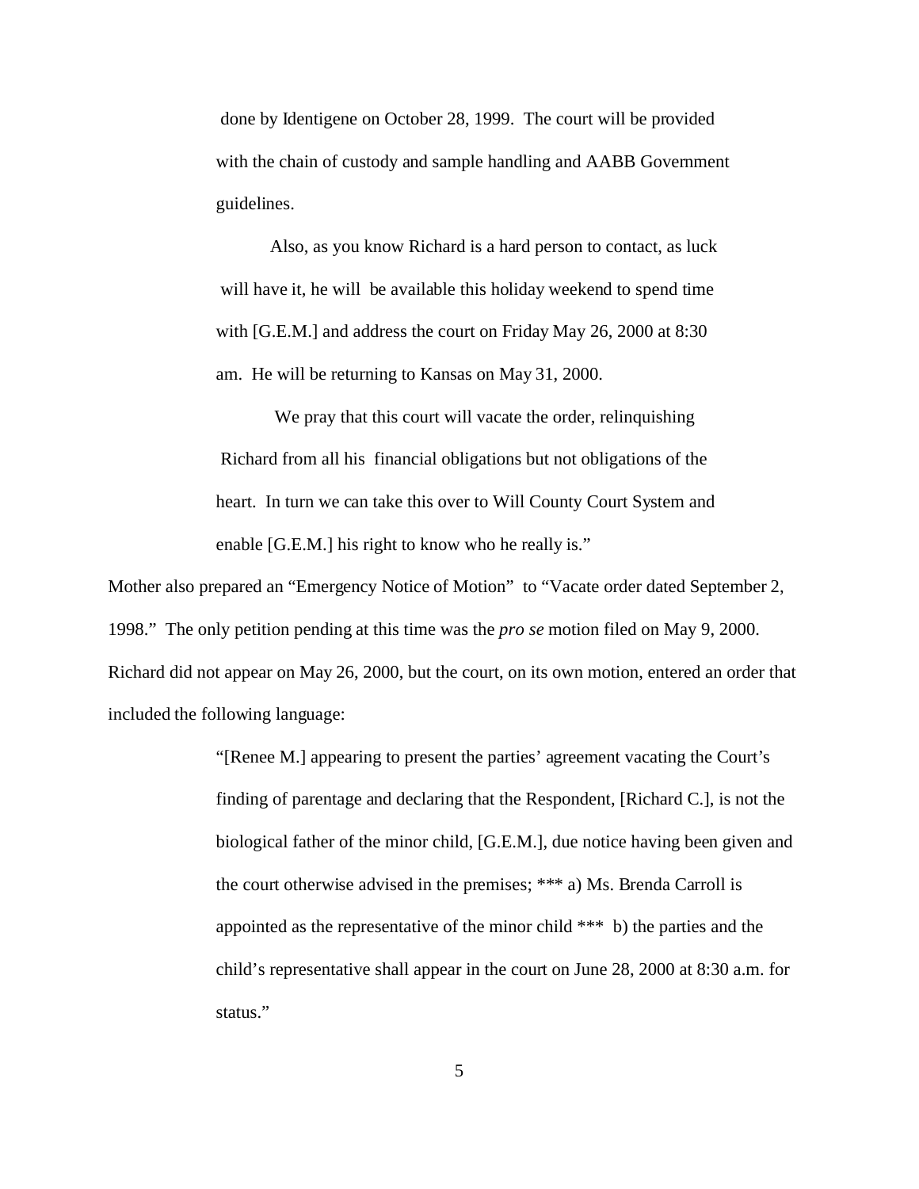done by Identigene on October 28, 1999. The court will be provided with the chain of custody and sample handling and AABB Government guidelines.

> Also, as you know Richard is a hard person to contact, as luck will have it, he will be available this holiday weekend to spend time with [G.E.M.] and address the court on Friday May 26, 2000 at 8:30 am. He will be returning to Kansas on May 31, 2000.
>
> We pray that this court will vacate the order, relinquishing Richard from all his financial obligations but not obligations of the heart. In turn we can take this over to Will County Court System and enable [G.E.M.] his right to know who he really is."

Mother also prepared an "Emergency Notice of Motion" to "Vacate order dated September 2, 1998." The only petition pending at this time was the *pro se* motion filed on May 9, 2000. Richard did not appear on May 26, 2000, but the court, on its own motion, entered an order that included the following language:

> "[Renee M.] appearing to present the parties' agreement vacating the Court's finding of parentage and declaring that the Respondent, [Richard C.], is not the biological father of the minor child, [G.E.M.], due notice having been given and the court otherwise advised in the premises; *** a) Ms. Brenda Carroll is appointed as the representative of the minor child *** b) the parties and the child's representative shall appear in the court on June 28, 2000 at 8:30 a.m. for status."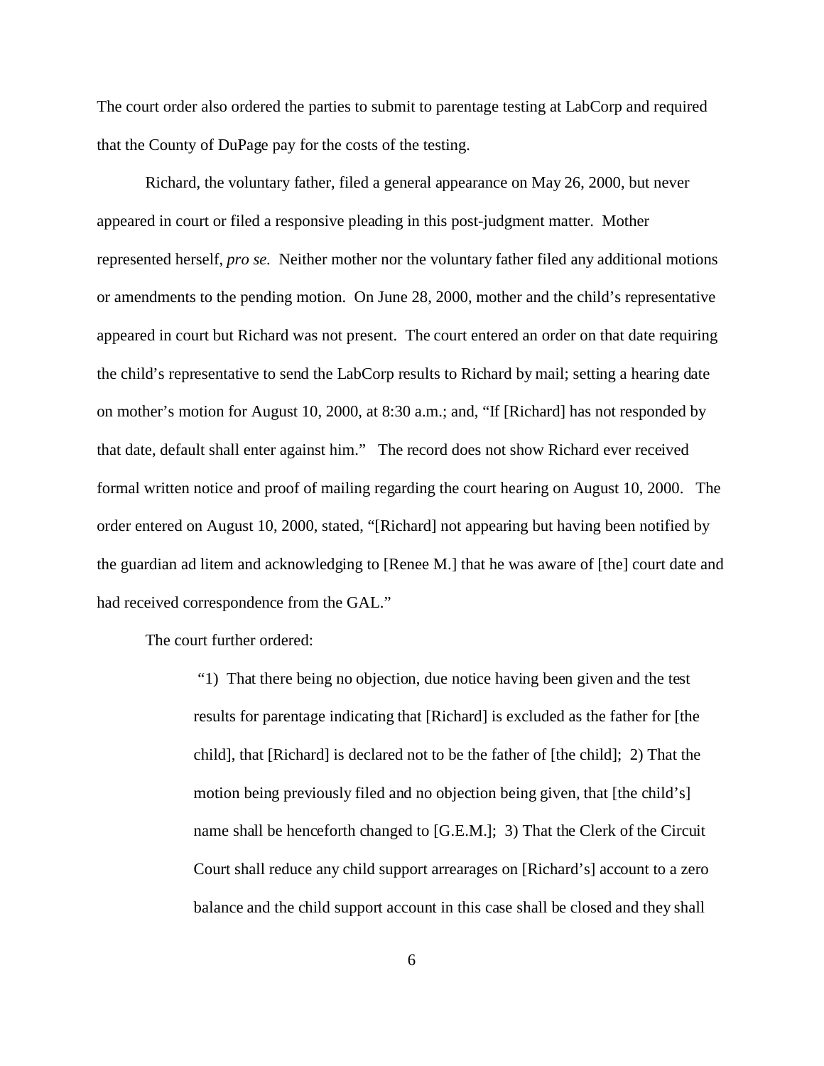The court order also ordered the parties to submit to parentage testing at LabCorp and required that the County of DuPage pay for the costs of the testing.

Richard, the voluntary father, filed a general appearance on May 26, 2000, but never appeared in court or filed a responsive pleading in this post-judgment matter. Mother represented herself, *pro se*. Neither mother nor the voluntary father filed any additional motions or amendments to the pending motion. On June 28, 2000, mother and the child's representative appeared in court but Richard was not present. The court entered an order on that date requiring the child's representative to send the LabCorp results to Richard by mail; setting a hearing date on mother's motion for August 10, 2000, at 8:30 a.m.; and, "If [Richard] has not responded by that date, default shall enter against him." The record does not show Richard ever received formal written notice and proof of mailing regarding the court hearing on August 10, 2000. The order entered on August 10, 2000, stated, "[Richard] not appearing but having been notified by the guardian ad litem and acknowledging to [Renee M.] that he was aware of [the] court date and had received correspondence from the GAL."

The court further ordered:

> "1) That there being no objection, due notice having been given and the test results for parentage indicating that [Richard] is excluded as the father for [the child], that [Richard] is declared not to be the father of [the child]; 2) That the motion being previously filed and no objection being given, that [the child's] name shall be henceforth changed to [G.E.M.]; 3) That the Clerk of the Circuit Court shall reduce any child support arrearages on [Richard's] account to a zero balance and the child support account in this case shall be closed and they shall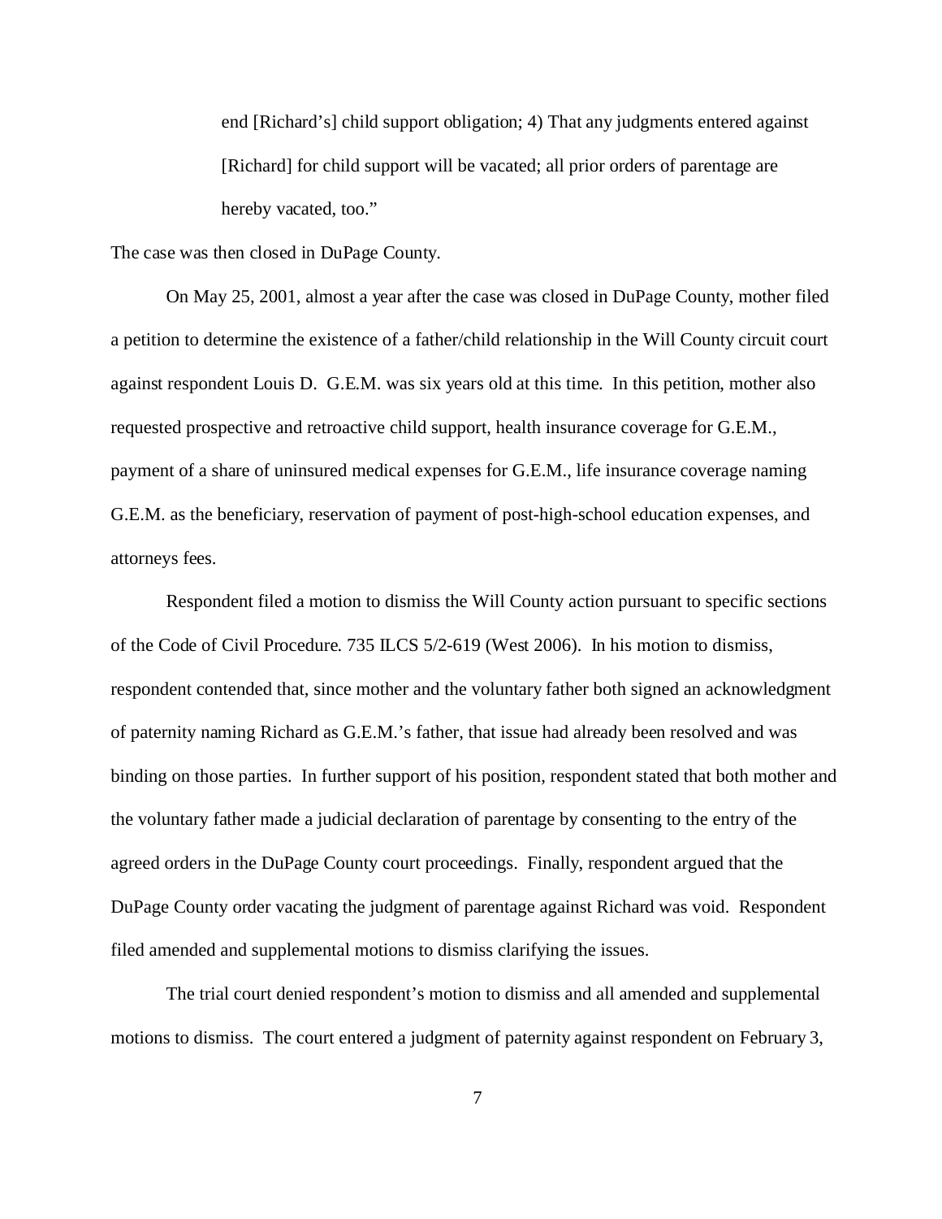> end [Richard's] child support obligation; 4) That any judgments entered against [Richard] for child support will be vacated; all prior orders of parentage are hereby vacated, too."

The case was then closed in DuPage County.

On May 25, 2001, almost a year after the case was closed in DuPage County, mother filed a petition to determine the existence of a father/child relationship in the Will County circuit court against respondent Louis D. G.E.M. was six years old at this time. In this petition, mother also requested prospective and retroactive child support, health insurance coverage for G.E.M., payment of a share of uninsured medical expenses for G.E.M., life insurance coverage naming G.E.M. as the beneficiary, reservation of payment of post-high-school education expenses, and attorneys fees.

Respondent filed a motion to dismiss the Will County action pursuant to specific sections of the Code of Civil Procedure. 735 ILCS 5/2-619 (West 2006). In his motion to dismiss, respondent contended that, since mother and the voluntary father both signed an acknowledgment of paternity naming Richard as G.E.M.'s father, that issue had already been resolved and was binding on those parties. In further support of his position, respondent stated that both mother and the voluntary father made a judicial declaration of parentage by consenting to the entry of the agreed orders in the DuPage County court proceedings. Finally, respondent argued that the DuPage County order vacating the judgment of parentage against Richard was void. Respondent filed amended and supplemental motions to dismiss clarifying the issues.

The trial court denied respondent's motion to dismiss and all amended and supplemental motions to dismiss. The court entered a judgment of paternity against respondent on February 3,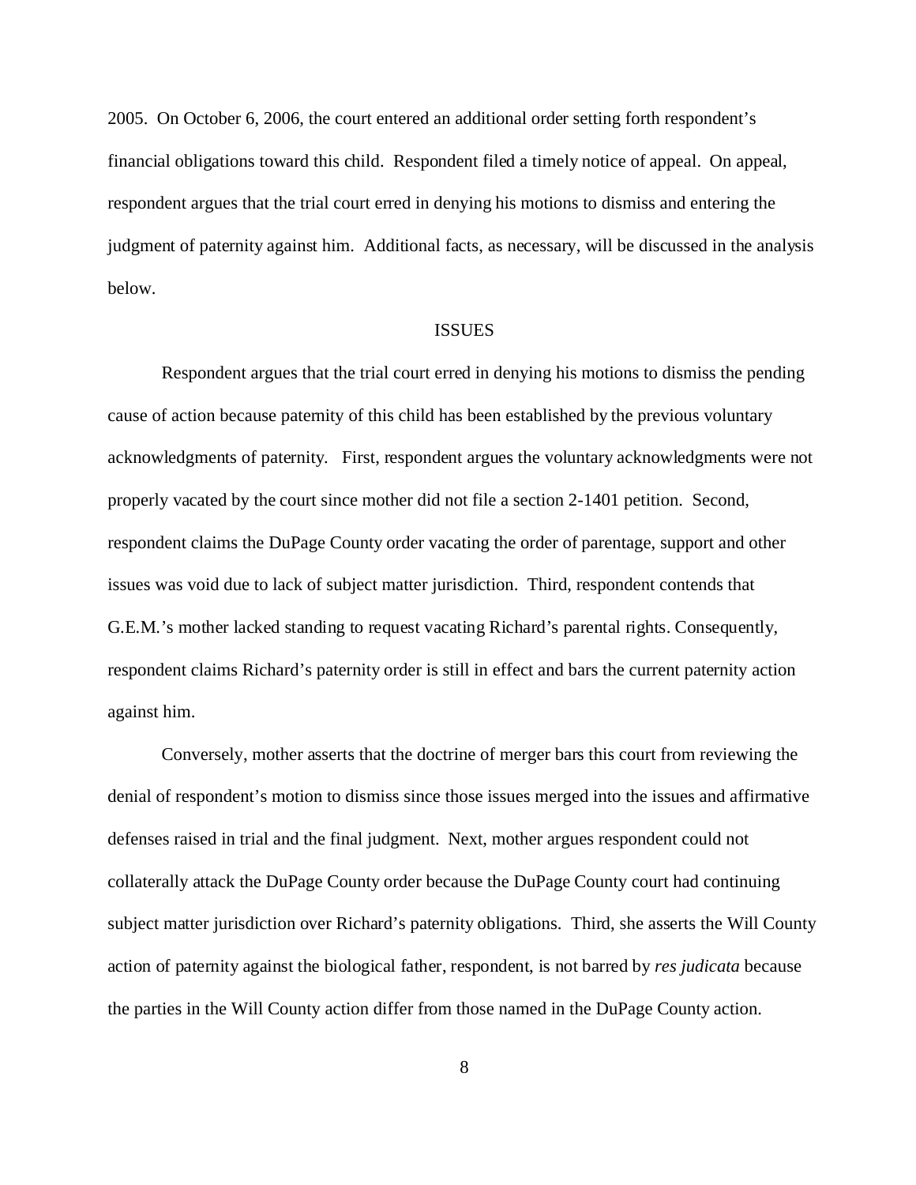2005. On October 6, 2006, the court entered an additional order setting forth respondent's financial obligations toward this child. Respondent filed a timely notice of appeal. On appeal, respondent argues that the trial court erred in denying his motions to dismiss and entering the judgment of paternity against him. Additional facts, as necessary, will be discussed in the analysis below.

## ISSUES

Respondent argues that the trial court erred in denying his motions to dismiss the pending cause of action because paternity of this child has been established by the previous voluntary acknowledgments of paternity. First, respondent argues the voluntary acknowledgments were not properly vacated by the court since mother did not file a section 2-1401 petition. Second, respondent claims the DuPage County order vacating the order of parentage, support and other issues was void due to lack of subject matter jurisdiction. Third, respondent contends that G.E.M.'s mother lacked standing to request vacating Richard's parental rights. Consequently, respondent claims Richard's paternity order is still in effect and bars the current paternity action against him.

Conversely, mother asserts that the doctrine of merger bars this court from reviewing the denial of respondent's motion to dismiss since those issues merged into the issues and affirmative defenses raised in trial and the final judgment. Next, mother argues respondent could not collaterally attack the DuPage County order because the DuPage County court had continuing subject matter jurisdiction over Richard's paternity obligations. Third, she asserts the Will County action of paternity against the biological father, respondent, is not barred by *res judicata* because the parties in the Will County action differ from those named in the DuPage County action.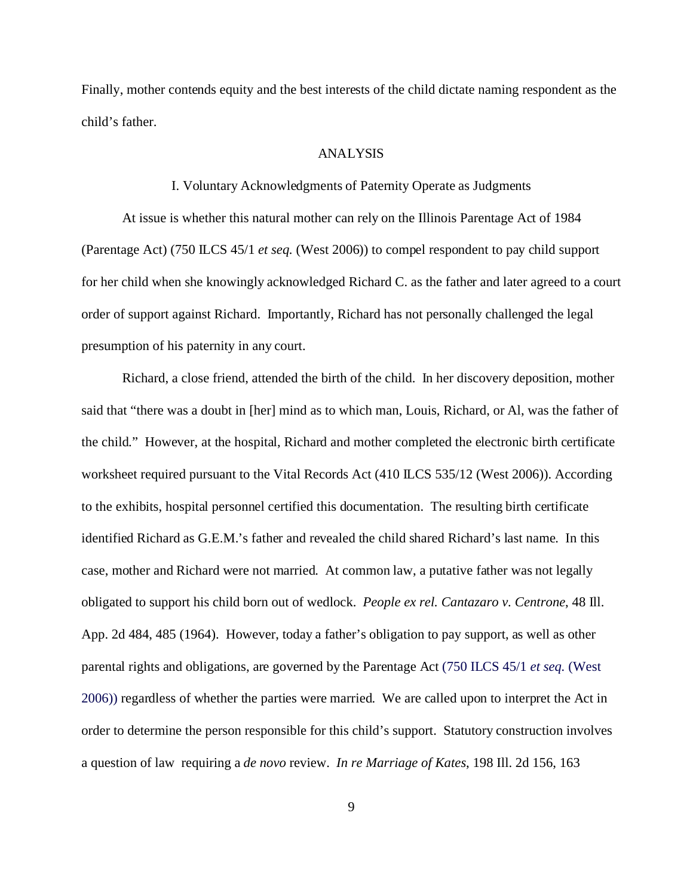Finally, mother contends equity and the best interests of the child dictate naming respondent as the child's father.

## ANALYSIS

### I. Voluntary Acknowledgments of Paternity Operate as Judgments

At issue is whether this natural mother can rely on the Illinois Parentage Act of 1984 (Parentage Act) (750 ILCS 45/1 *et seq.* (West 2006)) to compel respondent to pay child support for her child when she knowingly acknowledged Richard C. as the father and later agreed to a court order of support against Richard. Importantly, Richard has not personally challenged the legal presumption of his paternity in any court.

Richard, a close friend, attended the birth of the child. In her discovery deposition, mother said that "there was a doubt in [her] mind as to which man, Louis, Richard, or Al, was the father of the child." However, at the hospital, Richard and mother completed the electronic birth certificate worksheet required pursuant to the Vital Records Act (410 ILCS 535/12 (West 2006)). According to the exhibits, hospital personnel certified this documentation. The resulting birth certificate identified Richard as G.E.M.'s father and revealed the child shared Richard's last name. In this case, mother and Richard were not married. At common law, a putative father was not legally obligated to support his child born out of wedlock. *People ex rel. Cantazaro v. Centrone*, 48 Ill. App. 2d 484, 485 (1964). However, today a father's obligation to pay support, as well as other parental rights and obligations, are governed by the Parentage Act (750 ILCS 45/1 *et seq.* (West 2006)) regardless of whether the parties were married. We are called upon to interpret the Act in order to determine the person responsible for this child's support. Statutory construction involves a question of law requiring a *de novo* review. *In re Marriage of Kates*, 198 Ill. 2d 156, 163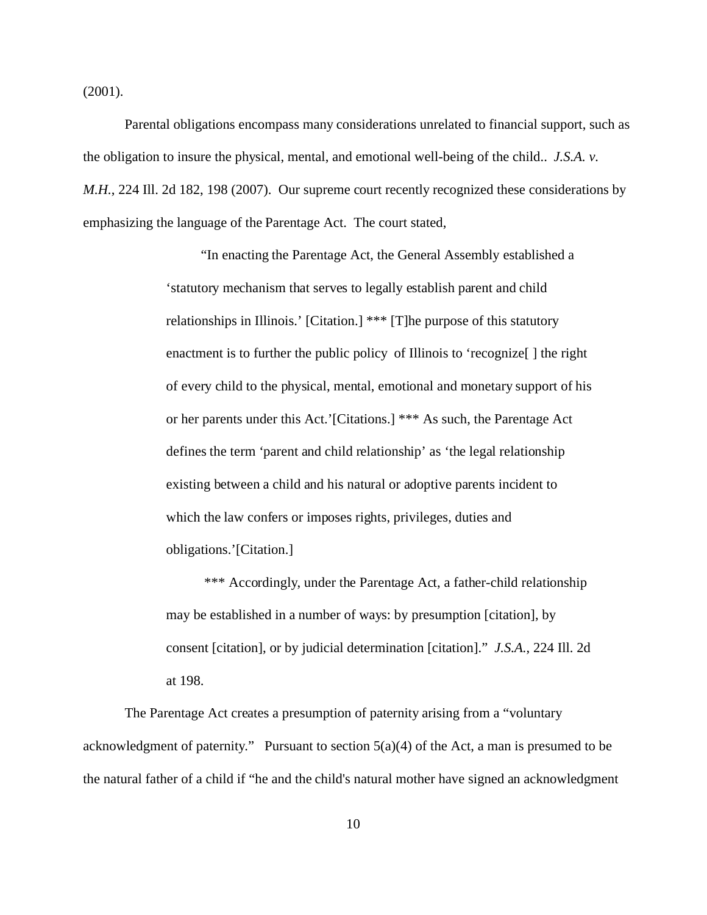(2001).

Parental obligations encompass many considerations unrelated to financial support, such as the obligation to insure the physical, mental, and emotional well-being of the child.. *J.S.A. v. M.H.*, 224 Ill. 2d 182, 198 (2007). Our supreme court recently recognized these considerations by emphasizing the language of the Parentage Act. The court stated,

> "In enacting the Parentage Act, the General Assembly established a 'statutory mechanism that serves to legally establish parent and child relationships in Illinois.' [Citation.] *** [T]he purpose of this statutory enactment is to further the public policy of Illinois to 'recognize[ ] the right of every child to the physical, mental, emotional and monetary support of his or her parents under this Act.'[Citations.] *** As such, the Parentage Act defines the term 'parent and child relationship' as 'the legal relationship existing between a child and his natural or adoptive parents incident to which the law confers or imposes rights, privileges, duties and obligations.'[Citation.]
>
> *** Accordingly, under the Parentage Act, a father-child relationship may be established in a number of ways: by presumption [citation], by consent [citation], or by judicial determination [citation]." *J.S.A.*, 224 Ill. 2d at 198.

The Parentage Act creates a presumption of paternity arising from a "voluntary acknowledgment of paternity." Pursuant to section 5(a)(4) of the Act, a man is presumed to be the natural father of a child if "he and the child's natural mother have signed an acknowledgment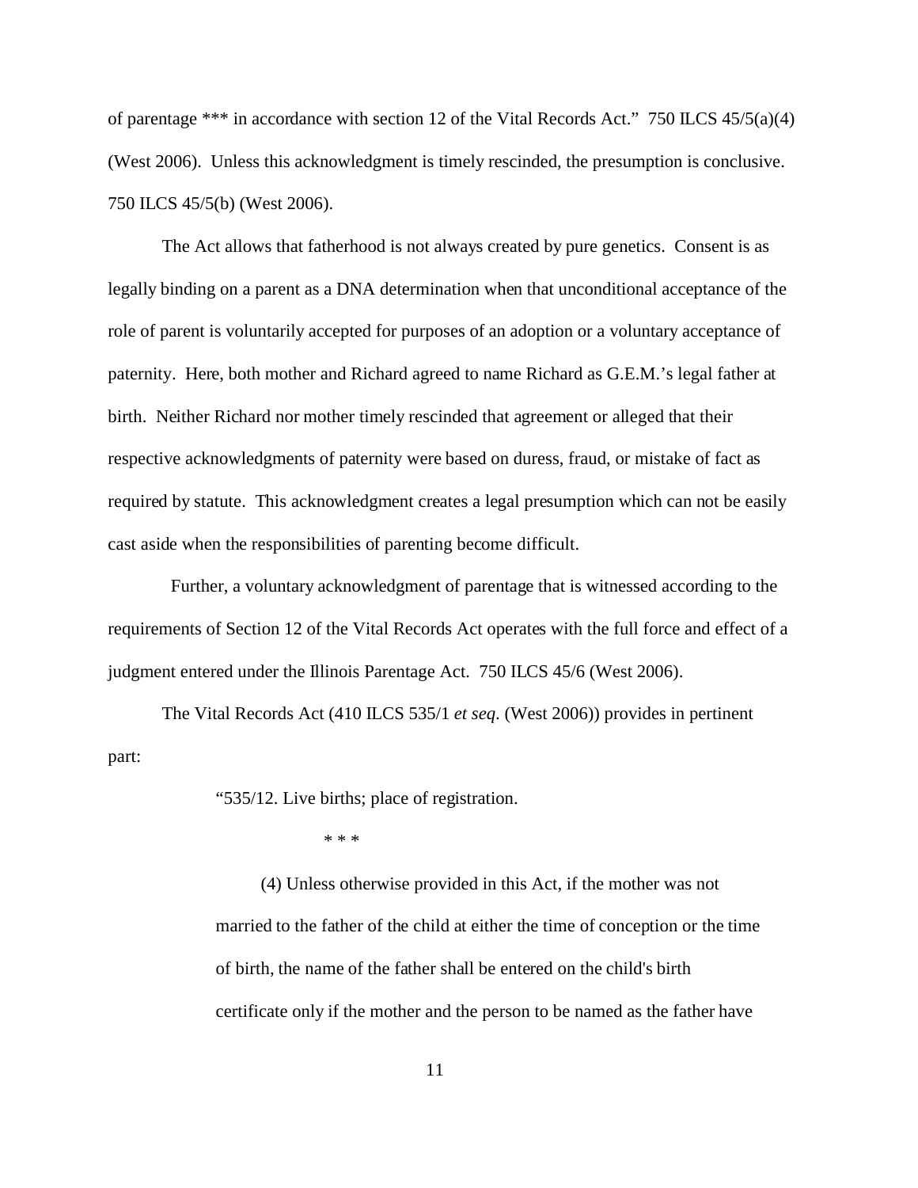of parentage *** in accordance with section 12 of the Vital Records Act." 750 ILCS 45/5(a)(4) (West 2006). Unless this acknowledgment is timely rescinded, the presumption is conclusive. 750 ILCS 45/5(b) (West 2006).

The Act allows that fatherhood is not always created by pure genetics. Consent is as legally binding on a parent as a DNA determination when that unconditional acceptance of the role of parent is voluntarily accepted for purposes of an adoption or a voluntary acceptance of paternity. Here, both mother and Richard agreed to name Richard as G.E.M.'s legal father at birth. Neither Richard nor mother timely rescinded that agreement or alleged that their respective acknowledgments of paternity were based on duress, fraud, or mistake of fact as required by statute. This acknowledgment creates a legal presumption which can not be easily cast aside when the responsibilities of parenting become difficult.

Further, a voluntary acknowledgment of parentage that is witnessed according to the requirements of Section 12 of the Vital Records Act operates with the full force and effect of a judgment entered under the Illinois Parentage Act. 750 ILCS 45/6 (West 2006).

The Vital Records Act (410 ILCS 535/1 *et seq*. (West 2006)) provides in pertinent part:

> "535/12. Live births; place of registration.
>
> \* \* \*
>
> (4) Unless otherwise provided in this Act, if the mother was not married to the father of the child at either the time of conception or the time of birth, the name of the father shall be entered on the child's birth certificate only if the mother and the person to be named as the father have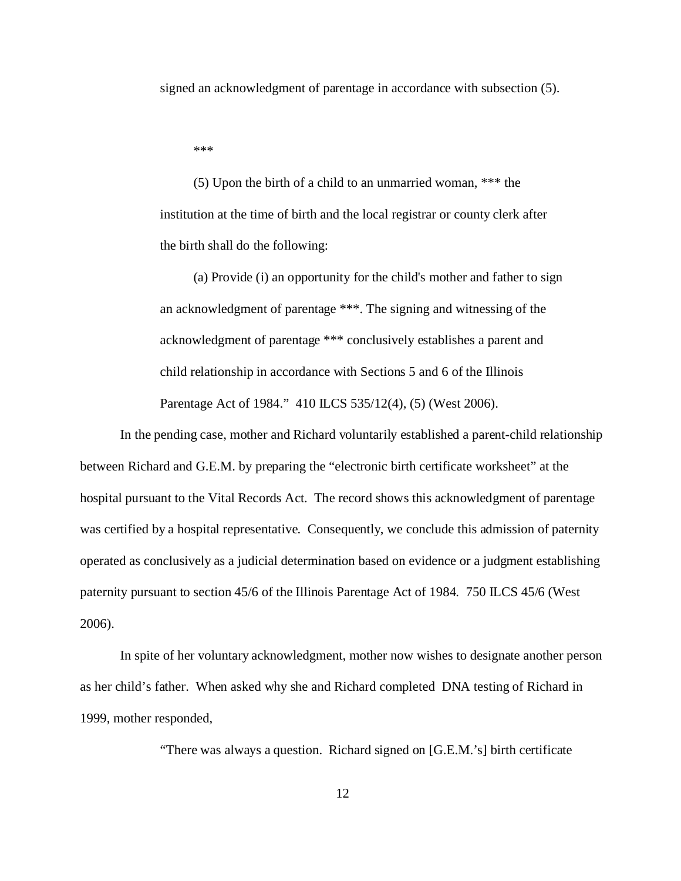signed an acknowledgment of parentage in accordance with subsection (5).

> \*\*\*
>
> (5) Upon the birth of a child to an unmarried woman, \*\*\* the institution at the time of birth and the local registrar or county clerk after the birth shall do the following:
>
> (a) Provide (i) an opportunity for the child's mother and father to sign an acknowledgment of parentage \*\*\*. The signing and witnessing of the acknowledgment of parentage \*\*\* conclusively establishes a parent and child relationship in accordance with Sections 5 and 6 of the Illinois Parentage Act of 1984." 410 ILCS 535/12(4), (5) (West 2006).

In the pending case, mother and Richard voluntarily established a parent-child relationship between Richard and G.E.M. by preparing the "electronic birth certificate worksheet" at the hospital pursuant to the Vital Records Act. The record shows this acknowledgment of parentage was certified by a hospital representative. Consequently, we conclude this admission of paternity operated as conclusively as a judicial determination based on evidence or a judgment establishing paternity pursuant to section 45/6 of the Illinois Parentage Act of 1984. 750 ILCS 45/6 (West 2006).

In spite of her voluntary acknowledgment, mother now wishes to designate another person as her child's father. When asked why she and Richard completed DNA testing of Richard in 1999, mother responded,

> "There was always a question. Richard signed on [G.E.M.'s] birth certificate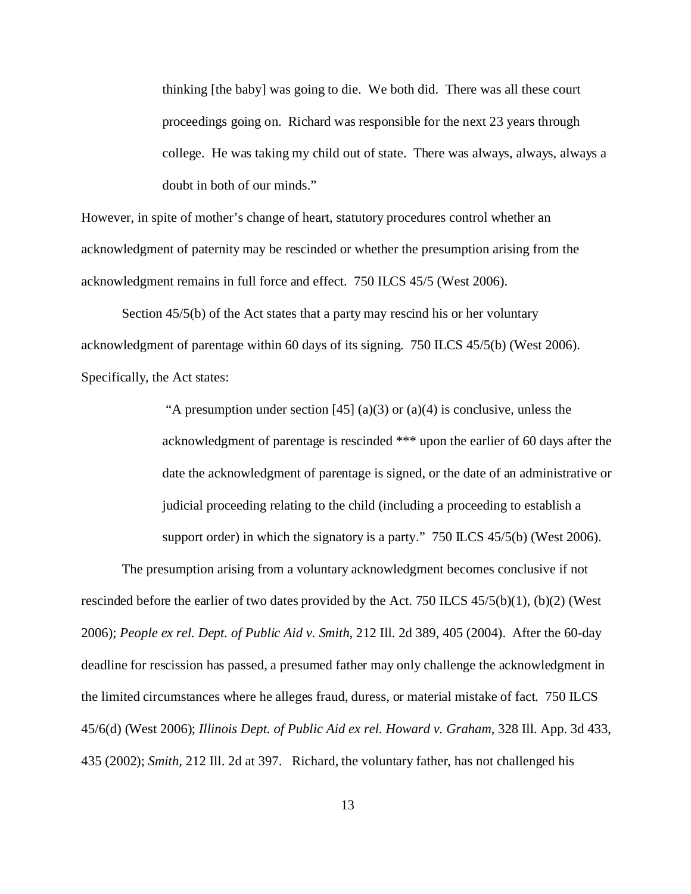> thinking [the baby] was going to die. We both did. There was all these court proceedings going on. Richard was responsible for the next 23 years through college. He was taking my child out of state. There was always, always, always a doubt in both of our minds."

However, in spite of mother's change of heart, statutory procedures control whether an acknowledgment of paternity may be rescinded or whether the presumption arising from the acknowledgment remains in full force and effect. 750 ILCS 45/5 (West 2006).

Section 45/5(b) of the Act states that a party may rescind his or her voluntary acknowledgment of parentage within 60 days of its signing. 750 ILCS 45/5(b) (West 2006). Specifically, the Act states:

> "A presumption under section [45] (a)(3) or (a)(4) is conclusive, unless the acknowledgment of parentage is rescinded *** upon the earlier of 60 days after the date the acknowledgment of parentage is signed, or the date of an administrative or judicial proceeding relating to the child (including a proceeding to establish a support order) in which the signatory is a party." 750 ILCS 45/5(b) (West 2006).

The presumption arising from a voluntary acknowledgment becomes conclusive if not rescinded before the earlier of two dates provided by the Act. 750 ILCS 45/5(b)(1), (b)(2) (West 2006); *People ex rel. Dept. of Public Aid v. Smith*, 212 Ill. 2d 389, 405 (2004). After the 60-day deadline for rescission has passed, a presumed father may only challenge the acknowledgment in the limited circumstances where he alleges fraud, duress, or material mistake of fact. 750 ILCS 45/6(d) (West 2006); *Illinois Dept. of Public Aid ex rel. Howard v. Graham*, 328 Ill. App. 3d 433, 435 (2002); *Smith*, 212 Ill. 2d at 397. Richard, the voluntary father, has not challenged his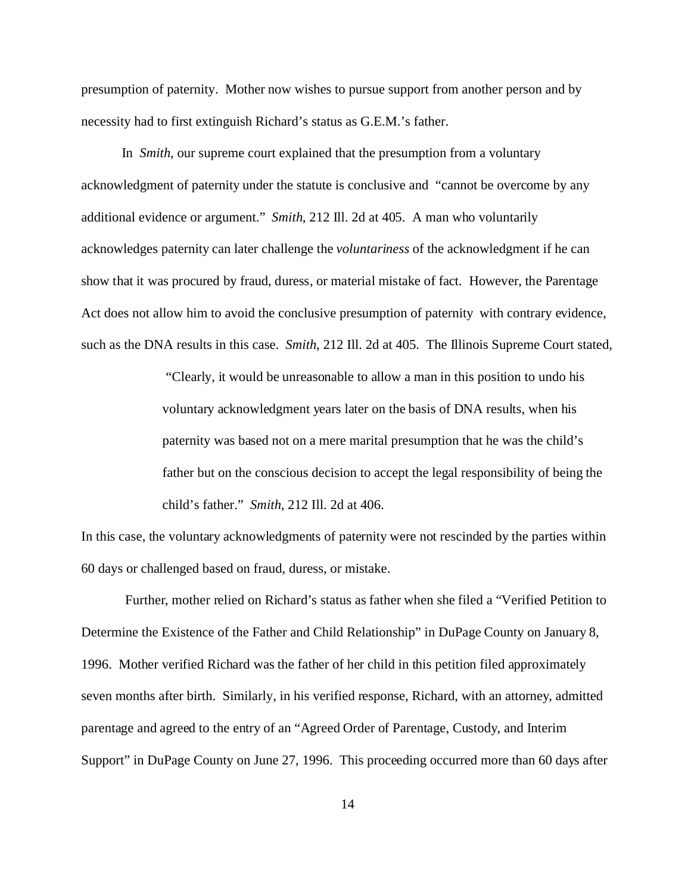presumption of paternity. Mother now wishes to pursue support from another person and by necessity had to first extinguish Richard's status as G.E.M.'s father.

In *Smith*, our supreme court explained that the presumption from a voluntary acknowledgment of paternity under the statute is conclusive and "cannot be overcome by any additional evidence or argument." *Smith*, 212 Ill. 2d at 405. A man who voluntarily acknowledges paternity can later challenge the *voluntariness* of the acknowledgment if he can show that it was procured by fraud, duress, or material mistake of fact. However, the Parentage Act does not allow him to avoid the conclusive presumption of paternity with contrary evidence, such as the DNA results in this case. *Smith*, 212 Ill. 2d at 405. The Illinois Supreme Court stated,

> "Clearly, it would be unreasonable to allow a man in this position to undo his voluntary acknowledgment years later on the basis of DNA results, when his paternity was based not on a mere marital presumption that he was the child's father but on the conscious decision to accept the legal responsibility of being the child's father." *Smith*, 212 Ill. 2d at 406.

In this case, the voluntary acknowledgments of paternity were not rescinded by the parties within 60 days or challenged based on fraud, duress, or mistake.

Further, mother relied on Richard's status as father when she filed a "Verified Petition to Determine the Existence of the Father and Child Relationship" in DuPage County on January 8, 1996. Mother verified Richard was the father of her child in this petition filed approximately seven months after birth. Similarly, in his verified response, Richard, with an attorney, admitted parentage and agreed to the entry of an "Agreed Order of Parentage, Custody, and Interim Support" in DuPage County on June 27, 1996. This proceeding occurred more than 60 days after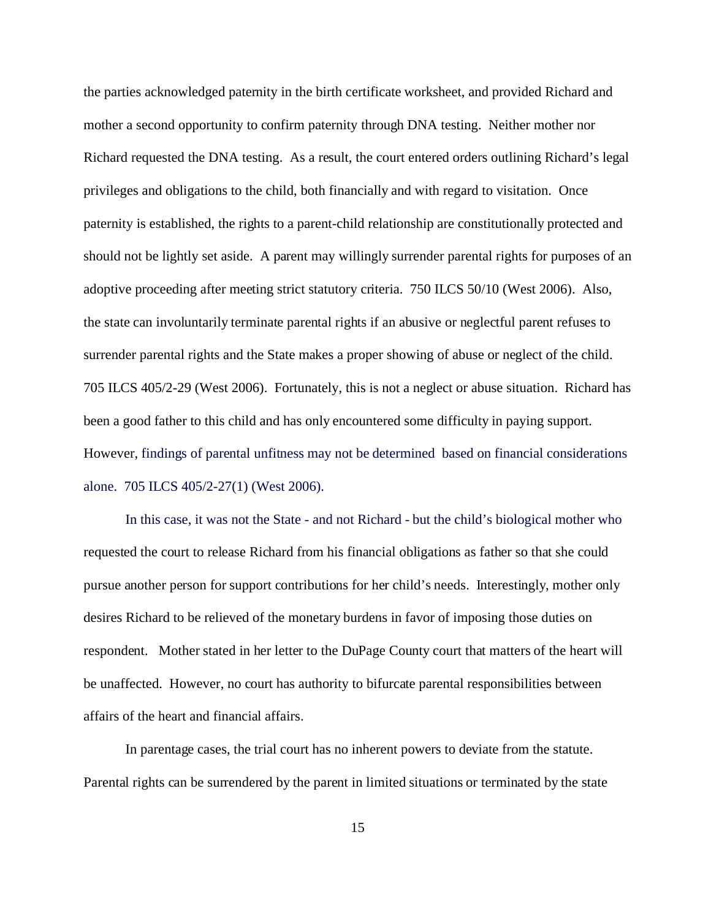the parties acknowledged paternity in the birth certificate worksheet, and provided Richard and mother a second opportunity to confirm paternity through DNA testing. Neither mother nor Richard requested the DNA testing. As a result, the court entered orders outlining Richard's legal privileges and obligations to the child, both financially and with regard to visitation. Once paternity is established, the rights to a parent-child relationship are constitutionally protected and should not be lightly set aside. A parent may willingly surrender parental rights for purposes of an adoptive proceeding after meeting strict statutory criteria. 750 ILCS 50/10 (West 2006). Also, the state can involuntarily terminate parental rights if an abusive or neglectful parent refuses to surrender parental rights and the State makes a proper showing of abuse or neglect of the child. 705 ILCS 405/2-29 (West 2006). Fortunately, this is not a neglect or abuse situation. Richard has been a good father to this child and has only encountered some difficulty in paying support. However, findings of parental unfitness may not be determined based on financial considerations alone. 705 ILCS 405/2-27(1) (West 2006).

In this case, it was not the State - and not Richard - but the child's biological mother who requested the court to release Richard from his financial obligations as father so that she could pursue another person for support contributions for her child's needs. Interestingly, mother only desires Richard to be relieved of the monetary burdens in favor of imposing those duties on respondent. Mother stated in her letter to the DuPage County court that matters of the heart will be unaffected. However, no court has authority to bifurcate parental responsibilities between affairs of the heart and financial affairs.

In parentage cases, the trial court has no inherent powers to deviate from the statute. Parental rights can be surrendered by the parent in limited situations or terminated by the state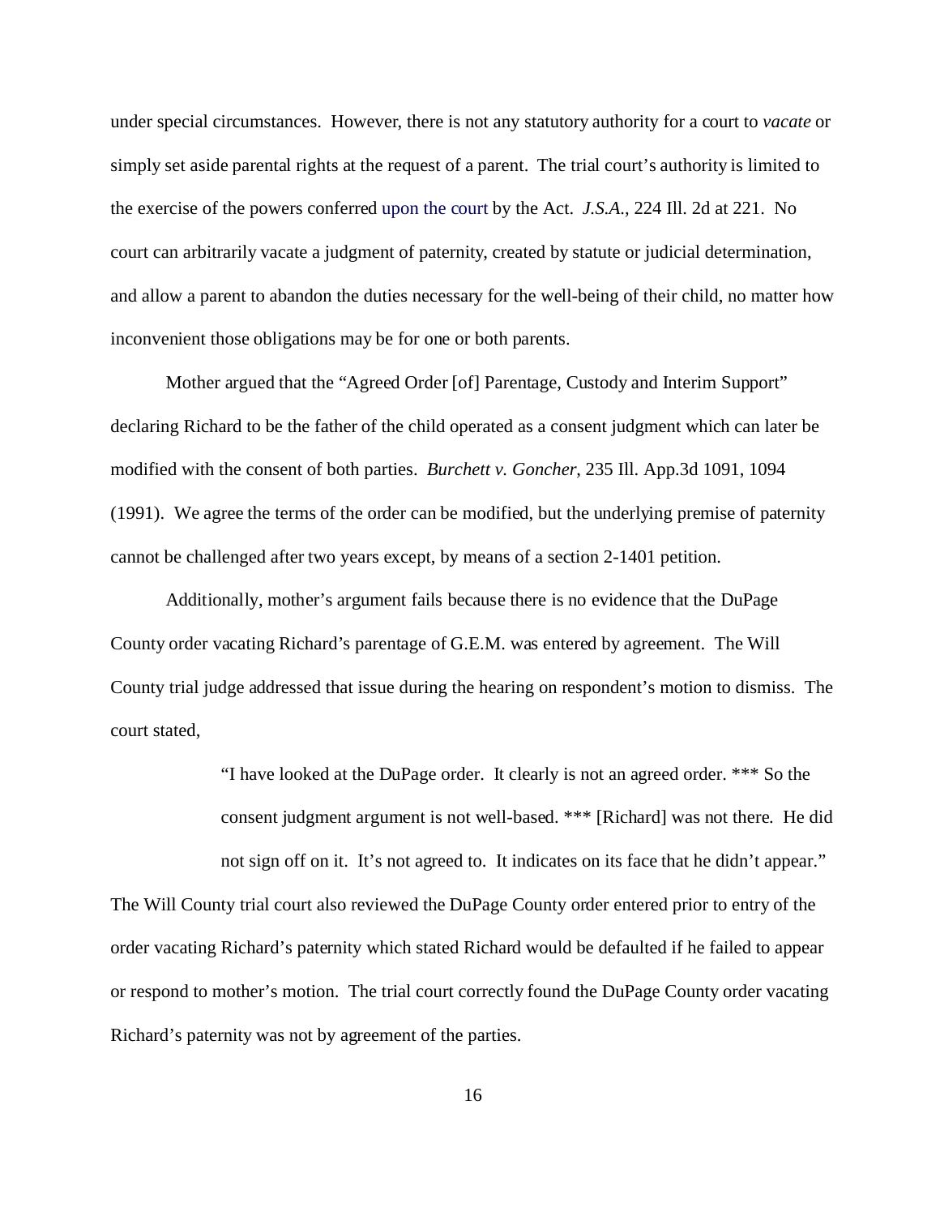under special circumstances. However, there is not any statutory authority for a court to *vacate* or simply set aside parental rights at the request of a parent. The trial court's authority is limited to the exercise of the powers conferred upon the court by the Act. *J.S.A.*, 224 Ill. 2d at 221. No court can arbitrarily vacate a judgment of paternity, created by statute or judicial determination, and allow a parent to abandon the duties necessary for the well-being of their child, no matter how inconvenient those obligations may be for one or both parents.

Mother argued that the "Agreed Order [of] Parentage, Custody and Interim Support" declaring Richard to be the father of the child operated as a consent judgment which can later be modified with the consent of both parties. *Burchett v. Goncher*, 235 Ill. App.3d 1091, 1094 (1991). We agree the terms of the order can be modified, but the underlying premise of paternity cannot be challenged after two years except, by means of a section 2-1401 petition.

Additionally, mother's argument fails because there is no evidence that the DuPage County order vacating Richard's parentage of G.E.M. was entered by agreement. The Will County trial judge addressed that issue during the hearing on respondent's motion to dismiss. The court stated,

> "I have looked at the DuPage order. It clearly is not an agreed order. *** So the consent judgment argument is not well-based. *** [Richard] was not there. He did not sign off on it. It's not agreed to. It indicates on its face that he didn't appear."

The Will County trial court also reviewed the DuPage County order entered prior to entry of the order vacating Richard's paternity which stated Richard would be defaulted if he failed to appear or respond to mother's motion. The trial court correctly found the DuPage County order vacating Richard's paternity was not by agreement of the parties.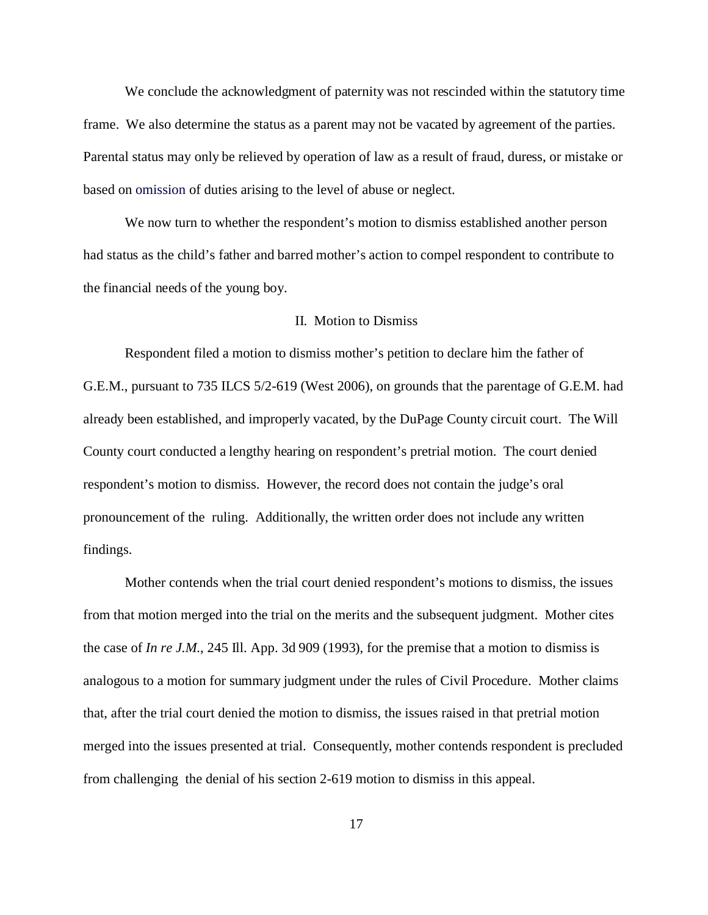We conclude the acknowledgment of paternity was not rescinded within the statutory time frame. We also determine the status as a parent may not be vacated by agreement of the parties. Parental status may only be relieved by operation of law as a result of fraud, duress, or mistake or based on omission of duties arising to the level of abuse or neglect.

We now turn to whether the respondent's motion to dismiss established another person had status as the child's father and barred mother's action to compel respondent to contribute to the financial needs of the young boy.

## II. Motion to Dismiss

Respondent filed a motion to dismiss mother's petition to declare him the father of G.E.M., pursuant to 735 ILCS 5/2-619 (West 2006), on grounds that the parentage of G.E.M. had already been established, and improperly vacated, by the DuPage County circuit court. The Will County court conducted a lengthy hearing on respondent's pretrial motion. The court denied respondent's motion to dismiss. However, the record does not contain the judge's oral pronouncement of the ruling. Additionally, the written order does not include any written findings.

Mother contends when the trial court denied respondent's motions to dismiss, the issues from that motion merged into the trial on the merits and the subsequent judgment. Mother cites the case of *In re J.M.*, 245 Ill. App. 3d 909 (1993), for the premise that a motion to dismiss is analogous to a motion for summary judgment under the rules of Civil Procedure. Mother claims that, after the trial court denied the motion to dismiss, the issues raised in that pretrial motion merged into the issues presented at trial. Consequently, mother contends respondent is precluded from challenging the denial of his section 2-619 motion to dismiss in this appeal.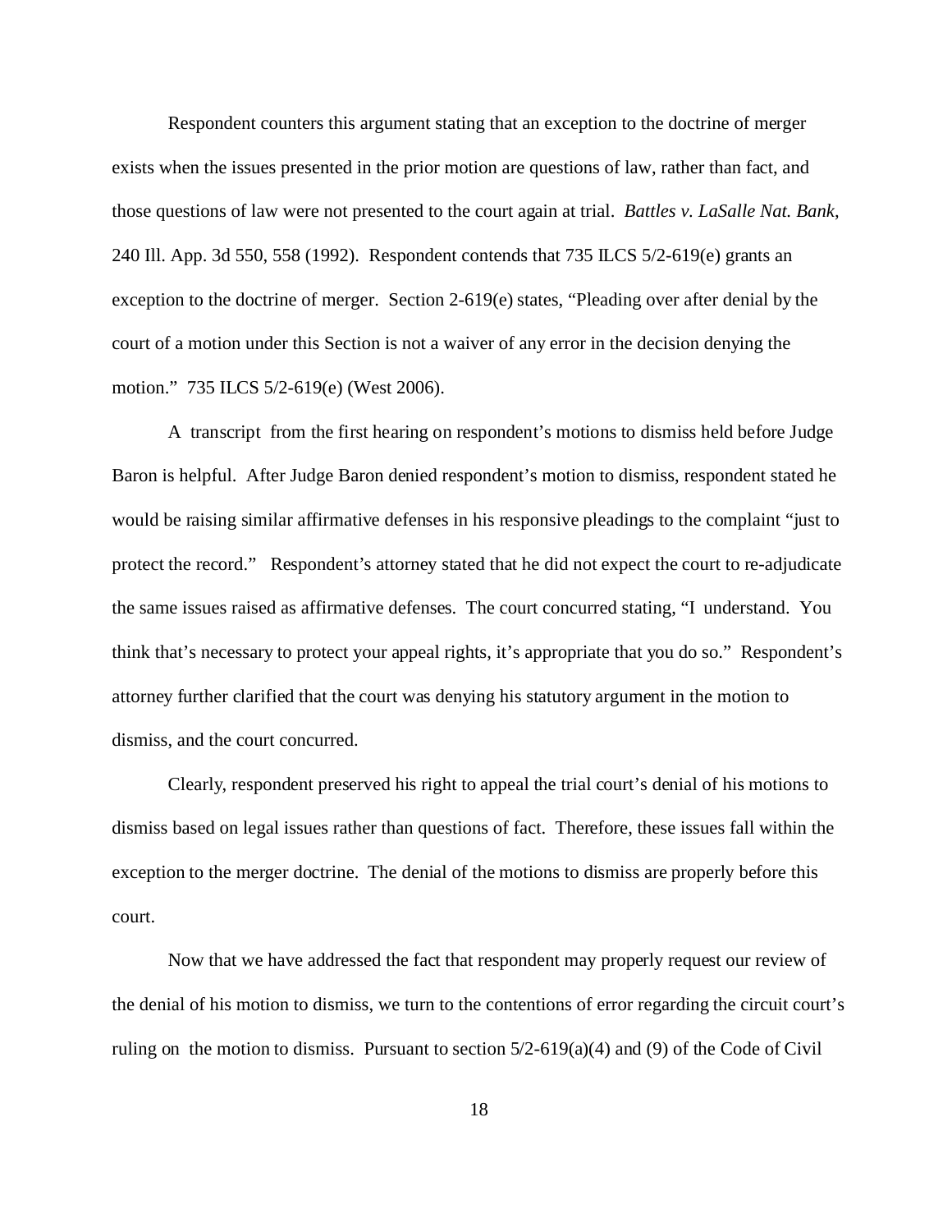Respondent counters this argument stating that an exception to the doctrine of merger exists when the issues presented in the prior motion are questions of law, rather than fact, and those questions of law were not presented to the court again at trial. *Battles v. LaSalle Nat. Bank*, 240 Ill. App. 3d 550, 558 (1992). Respondent contends that 735 ILCS 5/2-619(e) grants an exception to the doctrine of merger. Section 2-619(e) states, "Pleading over after denial by the court of a motion under this Section is not a waiver of any error in the decision denying the motion." 735 ILCS 5/2-619(e) (West 2006).

A transcript from the first hearing on respondent's motions to dismiss held before Judge Baron is helpful. After Judge Baron denied respondent's motion to dismiss, respondent stated he would be raising similar affirmative defenses in his responsive pleadings to the complaint "just to protect the record." Respondent's attorney stated that he did not expect the court to re-adjudicate the same issues raised as affirmative defenses. The court concurred stating, "I understand. You think that's necessary to protect your appeal rights, it's appropriate that you do so." Respondent's attorney further clarified that the court was denying his statutory argument in the motion to dismiss, and the court concurred.

Clearly, respondent preserved his right to appeal the trial court's denial of his motions to dismiss based on legal issues rather than questions of fact. Therefore, these issues fall within the exception to the merger doctrine. The denial of the motions to dismiss are properly before this court.

Now that we have addressed the fact that respondent may properly request our review of the denial of his motion to dismiss, we turn to the contentions of error regarding the circuit court's ruling on the motion to dismiss. Pursuant to section 5/2-619(a)(4) and (9) of the Code of Civil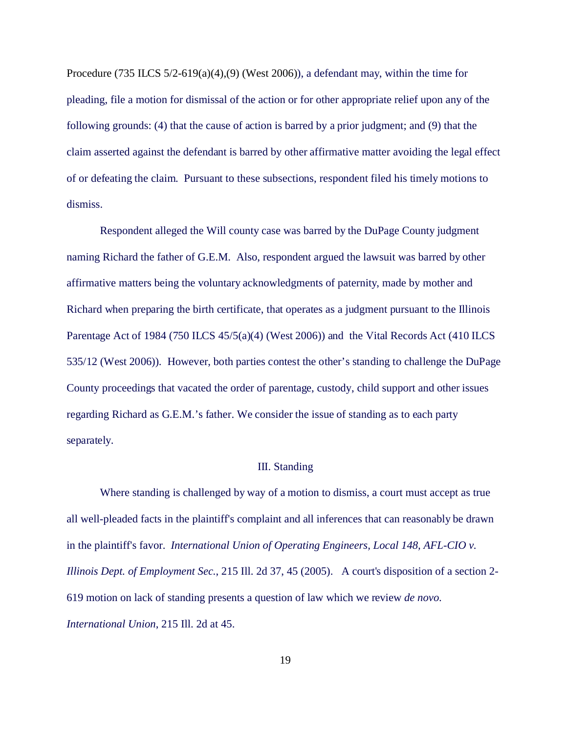Procedure (735 ILCS 5/2-619(a)(4),(9) (West 2006)), a defendant may, within the time for pleading, file a motion for dismissal of the action or for other appropriate relief upon any of the following grounds: (4) that the cause of action is barred by a prior judgment; and (9) that the claim asserted against the defendant is barred by other affirmative matter avoiding the legal effect of or defeating the claim. Pursuant to these subsections, respondent filed his timely motions to dismiss.

Respondent alleged the Will county case was barred by the DuPage County judgment naming Richard the father of G.E.M. Also, respondent argued the lawsuit was barred by other affirmative matters being the voluntary acknowledgments of paternity, made by mother and Richard when preparing the birth certificate, that operates as a judgment pursuant to the Illinois Parentage Act of 1984 (750 ILCS 45/5(a)(4) (West 2006)) and the Vital Records Act (410 ILCS 535/12 (West 2006)). However, both parties contest the other's standing to challenge the DuPage County proceedings that vacated the order of parentage, custody, child support and other issues regarding Richard as G.E.M.'s father. We consider the issue of standing as to each party separately.

## III. Standing

Where standing is challenged by way of a motion to dismiss, a court must accept as true all well-pleaded facts in the plaintiff's complaint and all inferences that can reasonably be drawn in the plaintiff's favor. *International Union of Operating Engineers, Local 148, AFL-CIO v. Illinois Dept. of Employment Sec.*, 215 Ill. 2d 37, 45 (2005). A court's disposition of a section 2-619 motion on lack of standing presents a question of law which we review *de novo*. *International Union*, 215 Ill. 2d at 45.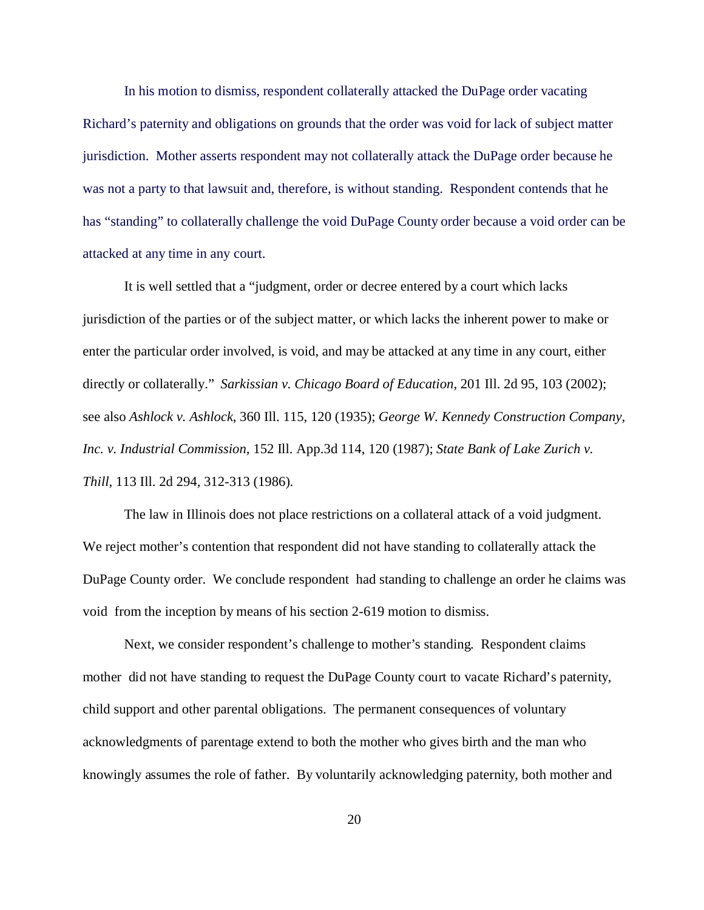In his motion to dismiss, respondent collaterally attacked the DuPage order vacating Richard's paternity and obligations on grounds that the order was void for lack of subject matter jurisdiction. Mother asserts respondent may not collaterally attack the DuPage order because he was not a party to that lawsuit and, therefore, is without standing. Respondent contends that he has "standing" to collaterally challenge the void DuPage County order because a void order can be attacked at any time in any court.

It is well settled that a "judgment, order or decree entered by a court which lacks jurisdiction of the parties or of the subject matter, or which lacks the inherent power to make or enter the particular order involved, is void, and may be attacked at any time in any court, either directly or collaterally." *Sarkissian v. Chicago Board of Education*, 201 Ill. 2d 95, 103 (2002); see also *Ashlock v. Ashlock*, 360 Ill. 115, 120 (1935); *George W. Kennedy Construction Company, Inc. v. Industrial Commission*, 152 Ill. App.3d 114, 120 (1987); *State Bank of Lake Zurich v. Thill*, 113 Ill. 2d 294, 312-313 (1986).

The law in Illinois does not place restrictions on a collateral attack of a void judgment. We reject mother's contention that respondent did not have standing to collaterally attack the DuPage County order. We conclude respondent had standing to challenge an order he claims was void from the inception by means of his section 2-619 motion to dismiss.

Next, we consider respondent's challenge to mother's standing. Respondent claims mother did not have standing to request the DuPage County court to vacate Richard's paternity, child support and other parental obligations. The permanent consequences of voluntary acknowledgments of parentage extend to both the mother who gives birth and the man who knowingly assumes the role of father. By voluntarily acknowledging paternity, both mother and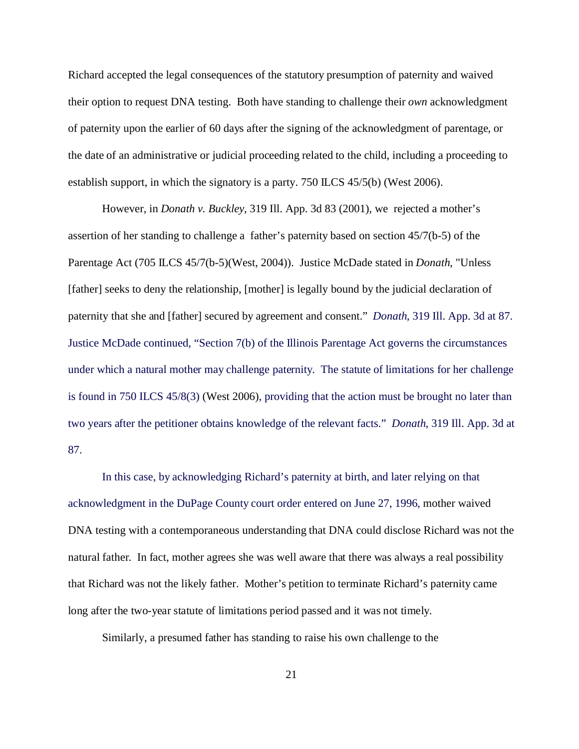Richard accepted the legal consequences of the statutory presumption of paternity and waived their option to request DNA testing. Both have standing to challenge their *own* acknowledgment of paternity upon the earlier of 60 days after the signing of the acknowledgment of parentage, or the date of an administrative or judicial proceeding related to the child, including a proceeding to establish support, in which the signatory is a party. 750 ILCS 45/5(b) (West 2006).

However, in *Donath v. Buckley*, 319 Ill. App. 3d 83 (2001), we rejected a mother's assertion of her standing to challenge a father's paternity based on section 45/7(b-5) of the Parentage Act (705 ILCS 45/7(b-5)(West, 2004)). Justice McDade stated in *Donath*, "Unless [father] seeks to deny the relationship, [mother] is legally bound by the judicial declaration of paternity that she and [father] secured by agreement and consent." *Donath*, 319 Ill. App. 3d at 87. Justice McDade continued, "Section 7(b) of the Illinois Parentage Act governs the circumstances under which a natural mother may challenge paternity. The statute of limitations for her challenge is found in 750 ILCS 45/8(3) (West 2006), providing that the action must be brought no later than two years after the petitioner obtains knowledge of the relevant facts." *Donath*, 319 Ill. App. 3d at 87.

In this case, by acknowledging Richard's paternity at birth, and later relying on that acknowledgment in the DuPage County court order entered on June 27, 1996, mother waived DNA testing with a contemporaneous understanding that DNA could disclose Richard was not the natural father. In fact, mother agrees she was well aware that there was always a real possibility that Richard was not the likely father. Mother's petition to terminate Richard's paternity came long after the two-year statute of limitations period passed and it was not timely.

Similarly, a presumed father has standing to raise his own challenge to the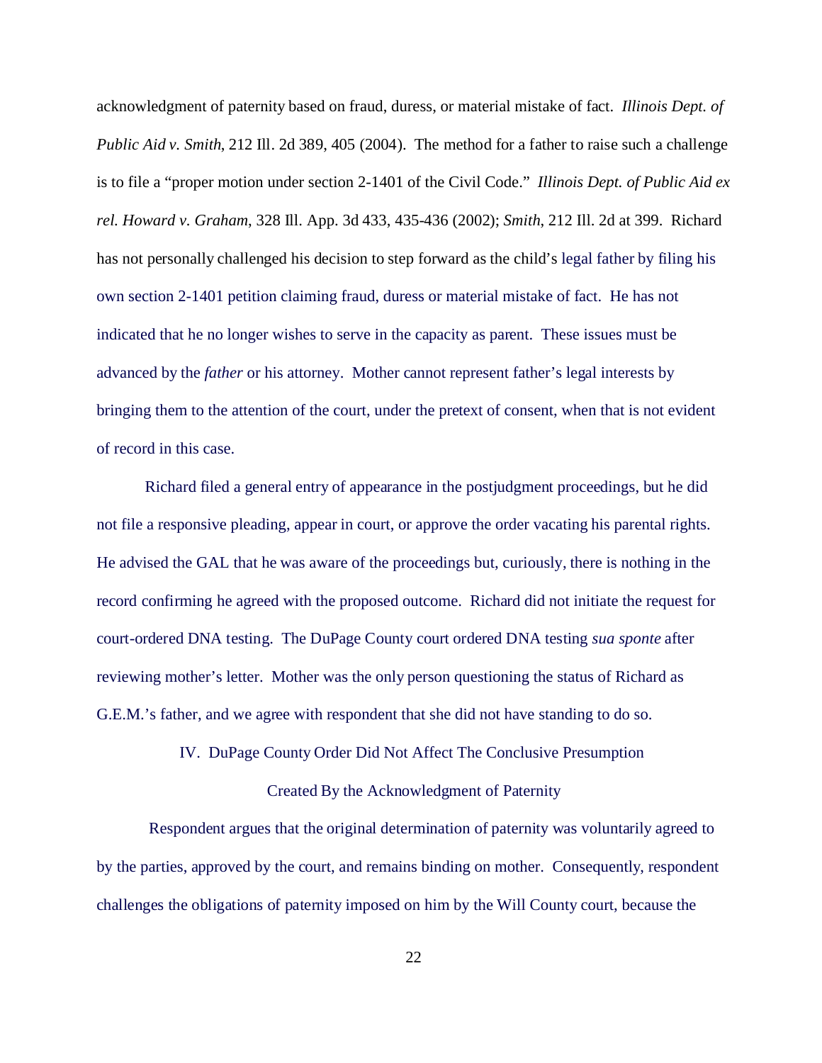acknowledgment of paternity based on fraud, duress, or material mistake of fact. *Illinois Dept. of Public Aid v. Smith*, 212 Ill. 2d 389, 405 (2004). The method for a father to raise such a challenge is to file a "proper motion under section 2-1401 of the Civil Code." *Illinois Dept. of Public Aid ex rel. Howard v. Graham*, 328 Ill. App. 3d 433, 435-436 (2002); *Smith*, 212 Ill. 2d at 399. Richard has not personally challenged his decision to step forward as the child's legal father by filing his own section 2-1401 petition claiming fraud, duress or material mistake of fact. He has not indicated that he no longer wishes to serve in the capacity as parent. These issues must be advanced by the *father* or his attorney. Mother cannot represent father's legal interests by bringing them to the attention of the court, under the pretext of consent, when that is not evident of record in this case.

Richard filed a general entry of appearance in the postjudgment proceedings, but he did not file a responsive pleading, appear in court, or approve the order vacating his parental rights. He advised the GAL that he was aware of the proceedings but, curiously, there is nothing in the record confirming he agreed with the proposed outcome. Richard did not initiate the request for court-ordered DNA testing. The DuPage County court ordered DNA testing *sua sponte* after reviewing mother's letter. Mother was the only person questioning the status of Richard as G.E.M.'s father, and we agree with respondent that she did not have standing to do so.

## IV. DuPage County Order Did Not Affect The Conclusive Presumption Created By the Acknowledgment of Paternity

Respondent argues that the original determination of paternity was voluntarily agreed to by the parties, approved by the court, and remains binding on mother. Consequently, respondent challenges the obligations of paternity imposed on him by the Will County court, because the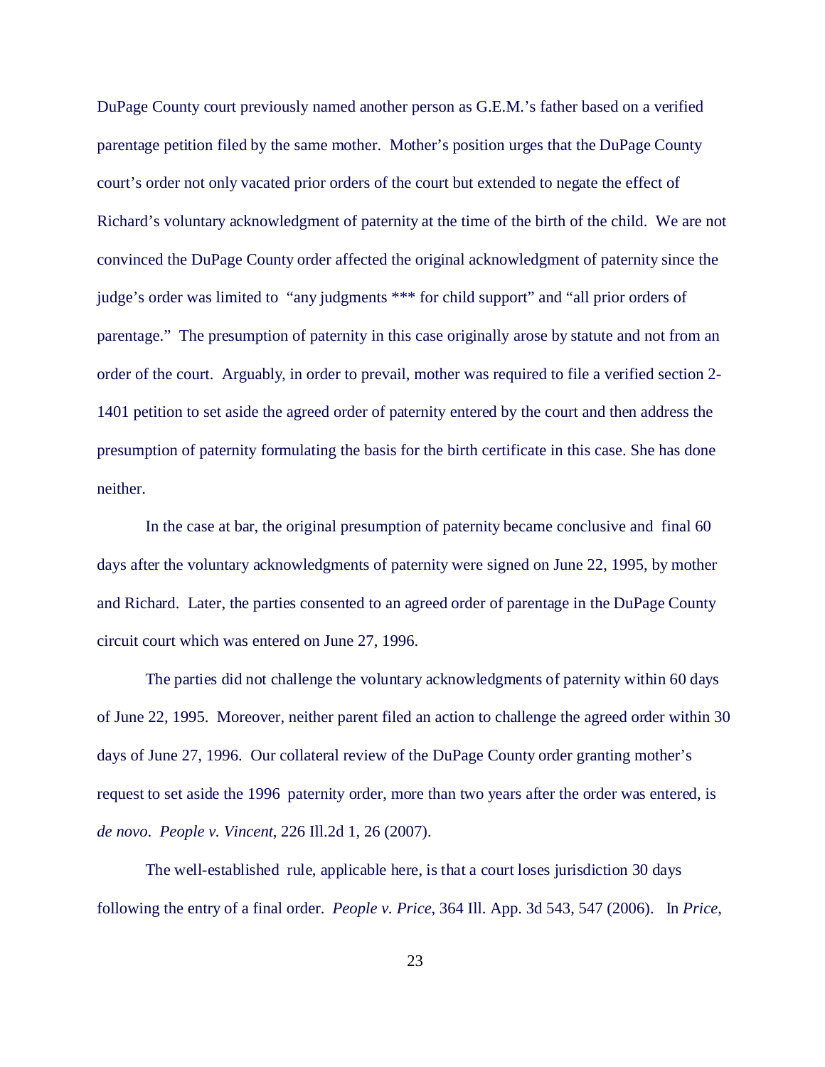DuPage County court previously named another person as G.E.M.'s father based on a verified parentage petition filed by the same mother. Mother's position urges that the DuPage County court's order not only vacated prior orders of the court but extended to negate the effect of Richard's voluntary acknowledgment of paternity at the time of the birth of the child. We are not convinced the DuPage County order affected the original acknowledgment of paternity since the judge's order was limited to "any judgments *** for child support" and "all prior orders of parentage." The presumption of paternity in this case originally arose by statute and not from an order of the court. Arguably, in order to prevail, mother was required to file a verified section 2-1401 petition to set aside the agreed order of paternity entered by the court and then address the presumption of paternity formulating the basis for the birth certificate in this case. She has done neither.

In the case at bar, the original presumption of paternity became conclusive and final 60 days after the voluntary acknowledgments of paternity were signed on June 22, 1995, by mother and Richard. Later, the parties consented to an agreed order of parentage in the DuPage County circuit court which was entered on June 27, 1996.

The parties did not challenge the voluntary acknowledgments of paternity within 60 days of June 22, 1995. Moreover, neither parent filed an action to challenge the agreed order within 30 days of June 27, 1996. Our collateral review of the DuPage County order granting mother's request to set aside the 1996 paternity order, more than two years after the order was entered, is *de novo*. *People v. Vincent*, 226 Ill.2d 1, 26 (2007).

The well-established rule, applicable here, is that a court loses jurisdiction 30 days following the entry of a final order. *People v. Price*, 364 Ill. App. 3d 543, 547 (2006). In *Price*,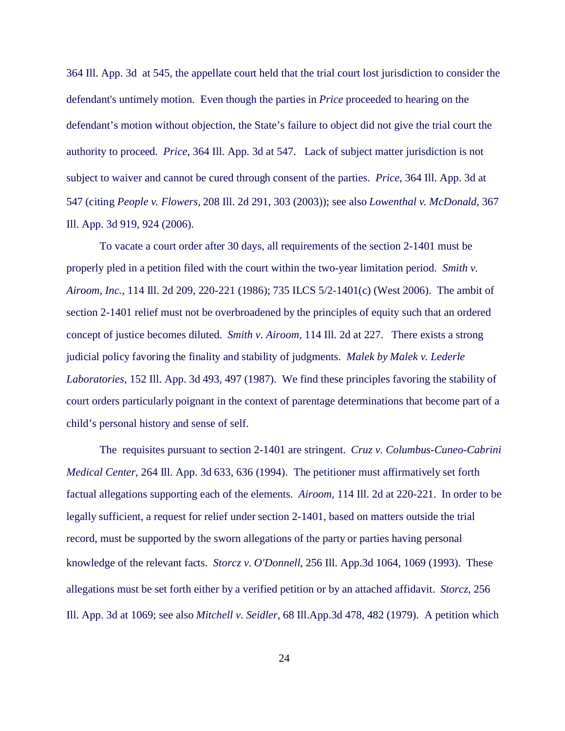364 Ill. App. 3d at 545, the appellate court held that the trial court lost jurisdiction to consider the defendant's untimely motion. Even though the parties in *Price* proceeded to hearing on the defendant's motion without objection, the State's failure to object did not give the trial court the authority to proceed. *Price*, 364 Ill. App. 3d at 547. Lack of subject matter jurisdiction is not subject to waiver and cannot be cured through consent of the parties. *Price*, 364 Ill. App. 3d at 547 (citing *People v. Flowers,* 208 Ill. 2d 291, 303 (2003)); see also *Lowenthal v. McDonald*, 367 Ill. App. 3d 919, 924 (2006).

To vacate a court order after 30 days, all requirements of the section 2-1401 must be properly pled in a petition filed with the court within the two-year limitation period. *Smith v. Airoom*, *Inc.*, 114 Ill. 2d 209, 220-221 (1986); 735 ILCS 5/2-1401(c) (West 2006). The ambit of section 2-1401 relief must not be overbroadened by the principles of equity such that an ordered concept of justice becomes diluted. *Smith v. Airoom*, 114 Ill. 2d at 227. There exists a strong judicial policy favoring the finality and stability of judgments. *Malek by Malek v. Lederle Laboratories*, 152 Ill. App. 3d 493, 497 (1987). We find these principles favoring the stability of court orders particularly poignant in the context of parentage determinations that become part of a child's personal history and sense of self.

The requisites pursuant to section 2-1401 are stringent. *Cruz v. Columbus-Cuneo-Cabrini Medical Center*, 264 Ill. App. 3d 633, 636 (1994). The petitioner must affirmatively set forth factual allegations supporting each of the elements. *Airoom*, 114 Ill. 2d at 220-221. In order to be legally sufficient, a request for relief under section 2-1401, based on matters outside the trial record, must be supported by the sworn allegations of the party or parties having personal knowledge of the relevant facts. *Storcz v. O'Donnell*, 256 Ill. App.3d 1064, 1069 (1993). These allegations must be set forth either by a verified petition or by an attached affidavit. *Storcz,* 256 Ill. App. 3d at 1069; see also *Mitchell v. Seidler*, 68 Ill.App.3d 478, 482 (1979). A petition which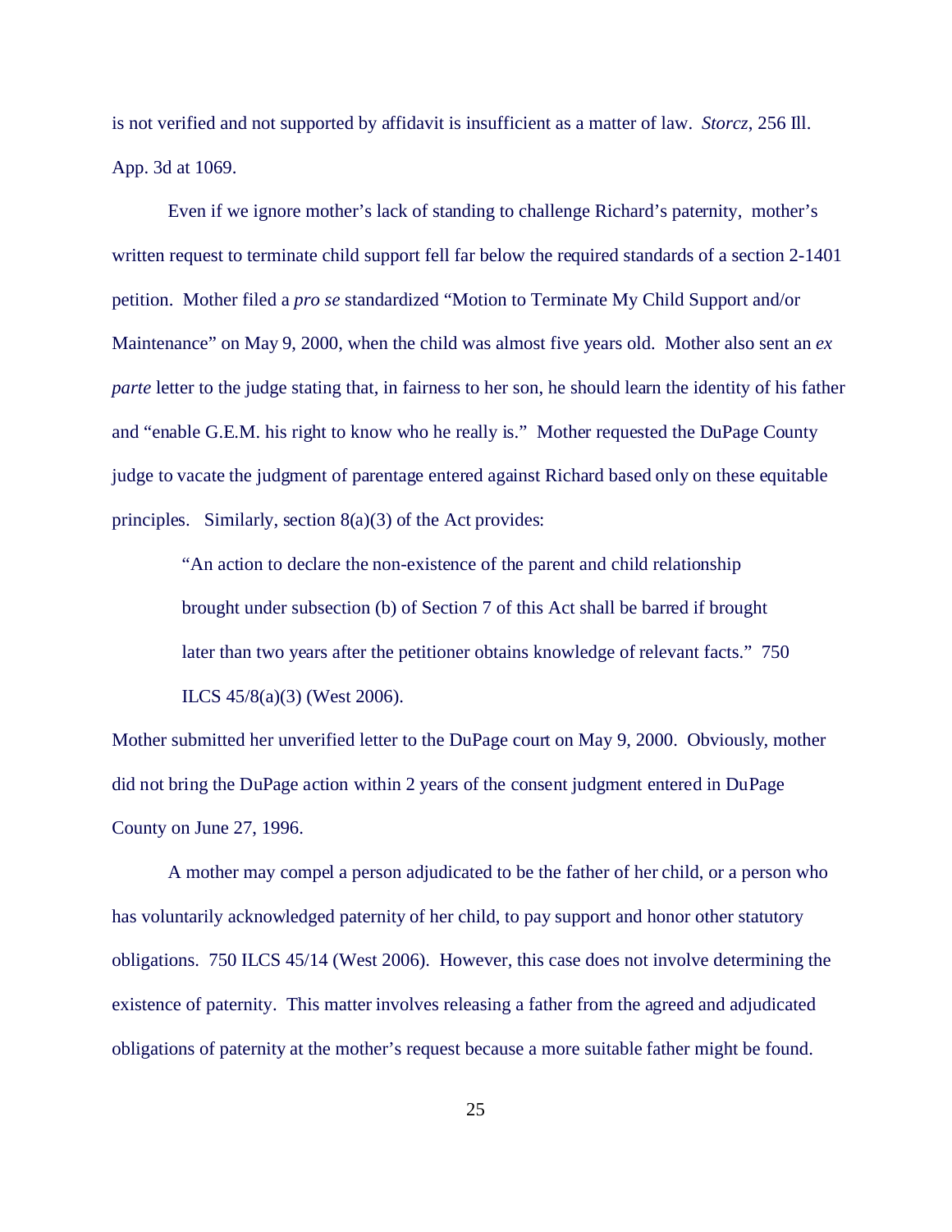is not verified and not supported by affidavit is insufficient as a matter of law. *Storcz*, 256 Ill. App. 3d at 1069.

Even if we ignore mother's lack of standing to challenge Richard's paternity, mother's written request to terminate child support fell far below the required standards of a section 2-1401 petition. Mother filed a *pro se* standardized "Motion to Terminate My Child Support and/or Maintenance" on May 9, 2000, when the child was almost five years old. Mother also sent an *ex parte* letter to the judge stating that, in fairness to her son, he should learn the identity of his father and "enable G.E.M. his right to know who he really is." Mother requested the DuPage County judge to vacate the judgment of parentage entered against Richard based only on these equitable principles. Similarly, section 8(a)(3) of the Act provides:

> "An action to declare the non-existence of the parent and child relationship brought under subsection (b) of Section 7 of this Act shall be barred if brought later than two years after the petitioner obtains knowledge of relevant facts." 750 ILCS 45/8(a)(3) (West 2006).

Mother submitted her unverified letter to the DuPage court on May 9, 2000. Obviously, mother did not bring the DuPage action within 2 years of the consent judgment entered in DuPage County on June 27, 1996.

A mother may compel a person adjudicated to be the father of her child, or a person who has voluntarily acknowledged paternity of her child, to pay support and honor other statutory obligations. 750 ILCS 45/14 (West 2006). However, this case does not involve determining the existence of paternity. This matter involves releasing a father from the agreed and adjudicated obligations of paternity at the mother's request because a more suitable father might be found.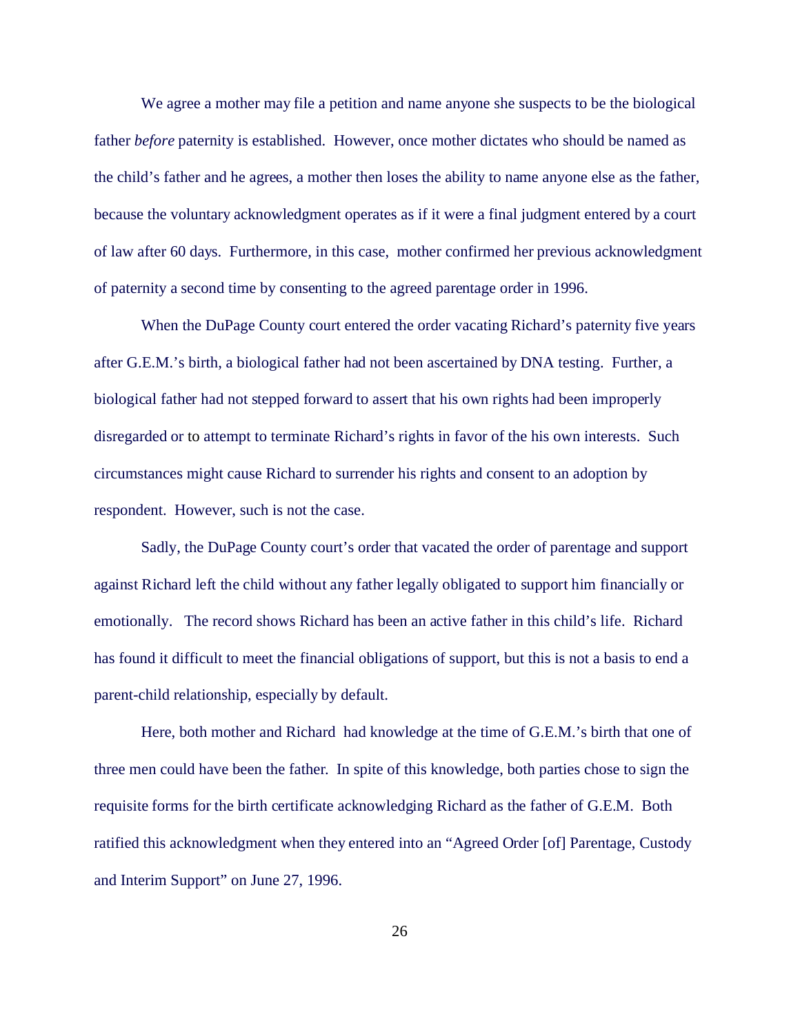We agree a mother may file a petition and name anyone she suspects to be the biological father *before* paternity is established. However, once mother dictates who should be named as the child's father and he agrees, a mother then loses the ability to name anyone else as the father, because the voluntary acknowledgment operates as if it were a final judgment entered by a court of law after 60 days. Furthermore, in this case, mother confirmed her previous acknowledgment of paternity a second time by consenting to the agreed parentage order in 1996.

When the DuPage County court entered the order vacating Richard's paternity five years after G.E.M.'s birth, a biological father had not been ascertained by DNA testing. Further, a biological father had not stepped forward to assert that his own rights had been improperly disregarded or to attempt to terminate Richard's rights in favor of the his own interests. Such circumstances might cause Richard to surrender his rights and consent to an adoption by respondent. However, such is not the case.

Sadly, the DuPage County court's order that vacated the order of parentage and support against Richard left the child without any father legally obligated to support him financially or emotionally. The record shows Richard has been an active father in this child's life. Richard has found it difficult to meet the financial obligations of support, but this is not a basis to end a parent-child relationship, especially by default.

Here, both mother and Richard had knowledge at the time of G.E.M.'s birth that one of three men could have been the father. In spite of this knowledge, both parties chose to sign the requisite forms for the birth certificate acknowledging Richard as the father of G.E.M. Both ratified this acknowledgment when they entered into an "Agreed Order [of] Parentage, Custody and Interim Support" on June 27, 1996.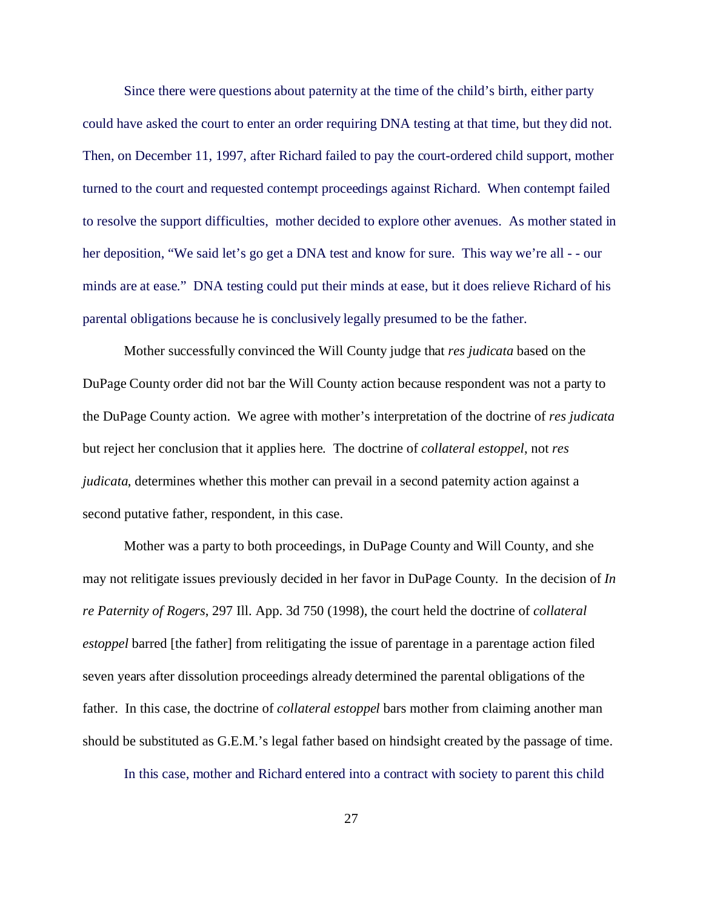Since there were questions about paternity at the time of the child's birth, either party could have asked the court to enter an order requiring DNA testing at that time, but they did not. Then, on December 11, 1997, after Richard failed to pay the court-ordered child support, mother turned to the court and requested contempt proceedings against Richard. When contempt failed to resolve the support difficulties, mother decided to explore other avenues. As mother stated in her deposition, "We said let's go get a DNA test and know for sure. This way we're all - - our minds are at ease." DNA testing could put their minds at ease, but it does relieve Richard of his parental obligations because he is conclusively legally presumed to be the father.

Mother successfully convinced the Will County judge that *res judicata* based on the DuPage County order did not bar the Will County action because respondent was not a party to the DuPage County action. We agree with mother's interpretation of the doctrine of *res judicata* but reject her conclusion that it applies here. The doctrine of *collateral estoppel*, not *res judicata*, determines whether this mother can prevail in a second paternity action against a second putative father, respondent, in this case.

Mother was a party to both proceedings, in DuPage County and Will County, and she may not relitigate issues previously decided in her favor in DuPage County. In the decision of *In re Paternity of Rogers*, 297 Ill. App. 3d 750 (1998), the court held the doctrine of *collateral estoppel* barred [the father] from relitigating the issue of parentage in a parentage action filed seven years after dissolution proceedings already determined the parental obligations of the father. In this case, the doctrine of *collateral estoppel* bars mother from claiming another man should be substituted as G.E.M.'s legal father based on hindsight created by the passage of time.

In this case, mother and Richard entered into a contract with society to parent this child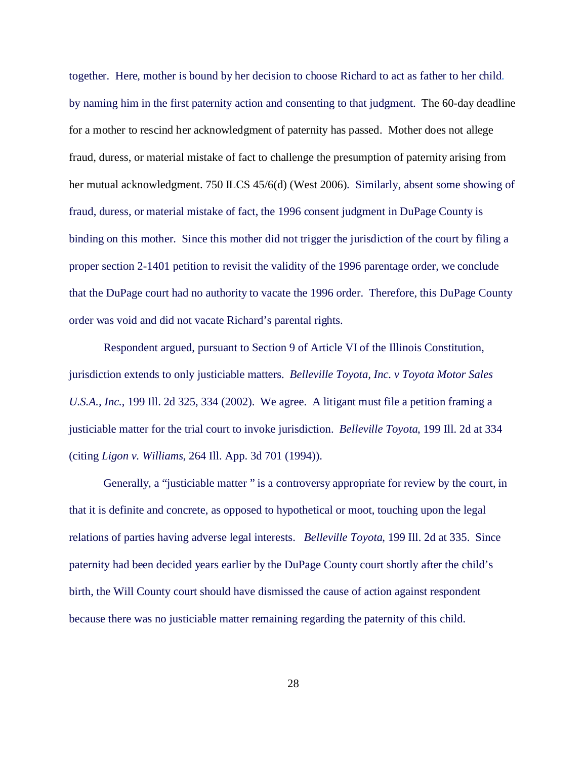together. Here, mother is bound by her decision to choose Richard to act as father to her child. by naming him in the first paternity action and consenting to that judgment. The 60-day deadline for a mother to rescind her acknowledgment of paternity has passed. Mother does not allege fraud, duress, or material mistake of fact to challenge the presumption of paternity arising from her mutual acknowledgment. 750 ILCS 45/6(d) (West 2006). Similarly, absent some showing of fraud, duress, or material mistake of fact, the 1996 consent judgment in DuPage County is binding on this mother. Since this mother did not trigger the jurisdiction of the court by filing a proper section 2-1401 petition to revisit the validity of the 1996 parentage order, we conclude that the DuPage court had no authority to vacate the 1996 order. Therefore, this DuPage County order was void and did not vacate Richard's parental rights.

Respondent argued, pursuant to Section 9 of Article VI of the Illinois Constitution, jurisdiction extends to only justiciable matters. *Belleville Toyota, Inc. v Toyota Motor Sales U.S.A., Inc.*, 199 Ill. 2d 325, 334 (2002). We agree. A litigant must file a petition framing a justiciable matter for the trial court to invoke jurisdiction. *Belleville Toyota*, 199 Ill. 2d at 334 (citing *Ligon v. Williams*, 264 Ill. App. 3d 701 (1994)).

Generally, a "justiciable matter " is a controversy appropriate for review by the court, in that it is definite and concrete, as opposed to hypothetical or moot, touching upon the legal relations of parties having adverse legal interests. *Belleville Toyota*, 199 Ill. 2d at 335. Since paternity had been decided years earlier by the DuPage County court shortly after the child's birth, the Will County court should have dismissed the cause of action against respondent because there was no justiciable matter remaining regarding the paternity of this child.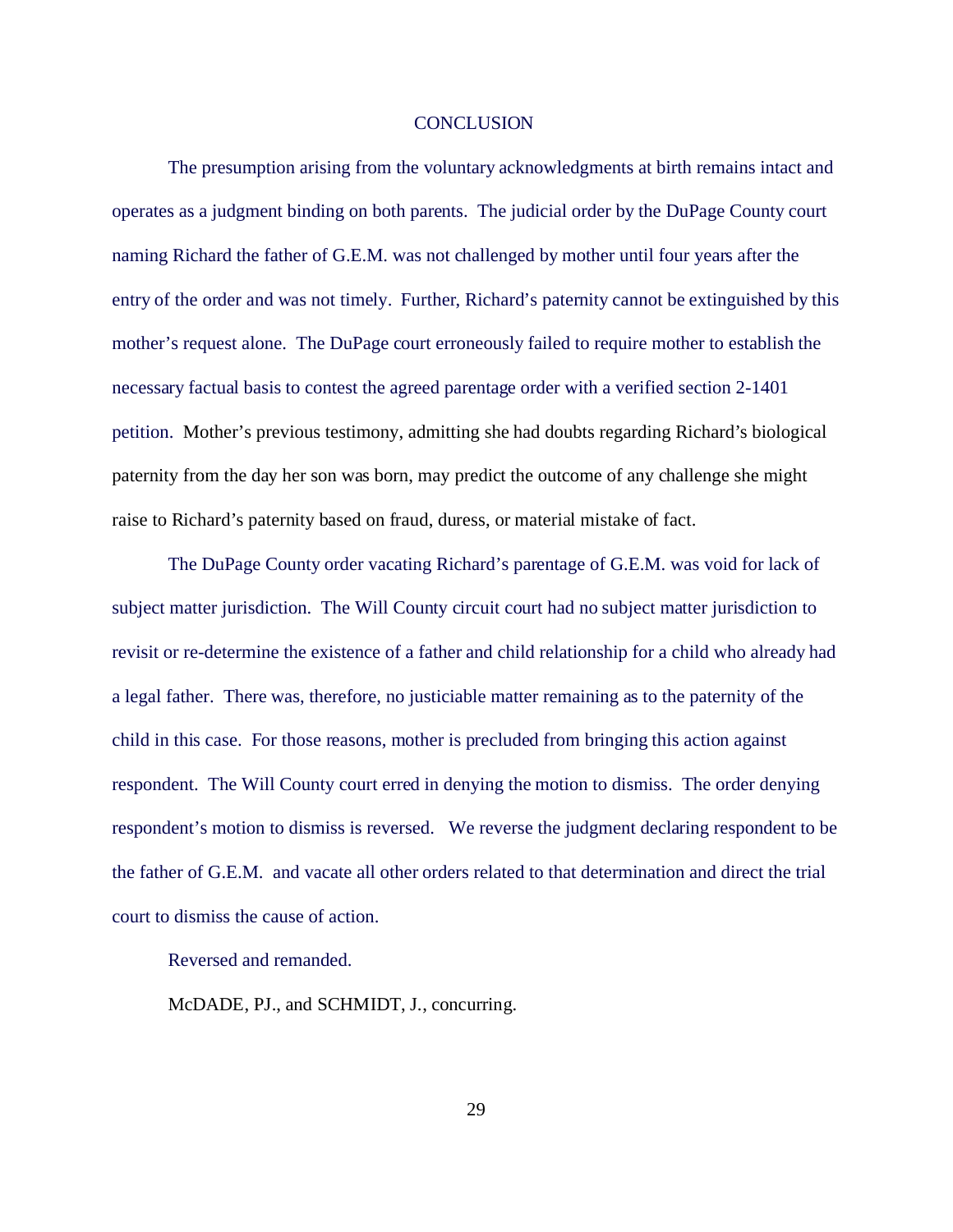## CONCLUSION

The presumption arising from the voluntary acknowledgments at birth remains intact and operates as a judgment binding on both parents. The judicial order by the DuPage County court naming Richard the father of G.E.M. was not challenged by mother until four years after the entry of the order and was not timely. Further, Richard's paternity cannot be extinguished by this mother's request alone. The DuPage court erroneously failed to require mother to establish the necessary factual basis to contest the agreed parentage order with a verified section 2-1401 petition. Mother's previous testimony, admitting she had doubts regarding Richard's biological paternity from the day her son was born, may predict the outcome of any challenge she might raise to Richard's paternity based on fraud, duress, or material mistake of fact.

The DuPage County order vacating Richard's parentage of G.E.M. was void for lack of subject matter jurisdiction. The Will County circuit court had no subject matter jurisdiction to revisit or re-determine the existence of a father and child relationship for a child who already had a legal father. There was, therefore, no justiciable matter remaining as to the paternity of the child in this case. For those reasons, mother is precluded from bringing this action against respondent. The Will County court erred in denying the motion to dismiss. The order denying respondent's motion to dismiss is reversed. We reverse the judgment declaring respondent to be the father of G.E.M. and vacate all other orders related to that determination and direct the trial court to dismiss the cause of action.

Reversed and remanded.

McDADE, PJ., and SCHMIDT, J., concurring.